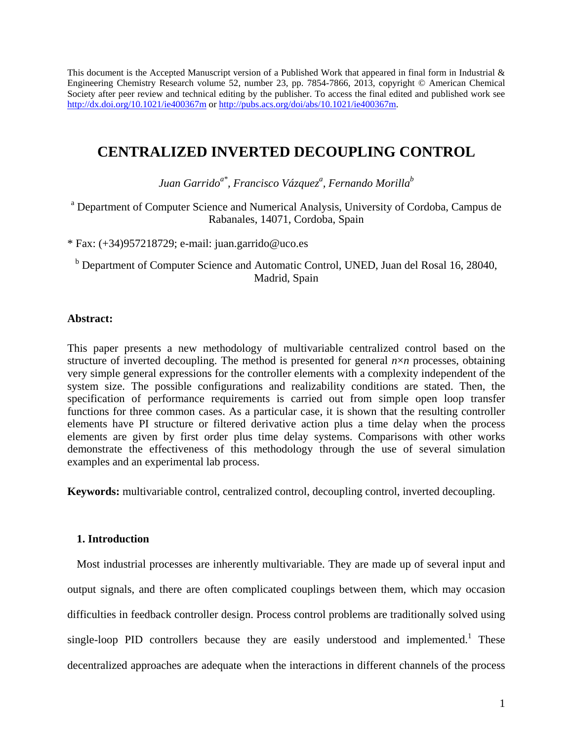This document is the Accepted Manuscript version of a Published Work that appeared in final form in Industrial & Engineering Chemistry Research volume 52, number 23, pp. 7854-7866, 2013, copyright © American Chemical Society after peer review and technical editing by the publisher. To access the final edited and published work see http://dx.doi.org/10.1021/ie400367m or http://pubs.acs.org/doi/abs/10.1021/ie400367m.

# CENTRALIZED INVERTED DECOUPLING CONTROL

*Juan Garrido[a*], Francisco Vázquez[a], Fernando Morilla[b]*

[a] Department of Computer Science and Numerical Analysis, University of Cordoba, Campus de Rabanales, 14071, Cordoba, Spain

* Fax: (+34)957218729; e-mail: juan.garrido@uco.es

[b] Department of Computer Science and Automatic Control, UNED, Juan del Rosal 16, 28040, Madrid, Spain

**Abstract:**

This paper presents a new methodology of multivariable centralized control based on the structure of inverted decoupling. The method is presented for general $n \times n$ processes, obtaining very simple general expressions for the controller elements with a complexity independent of the system size. The possible configurations and realizability conditions are stated. Then, the specification of performance requirements is carried out from simple open loop transfer functions for three common cases. As a particular case, it is shown that the resulting controller elements have PI structure or filtered derivative action plus a time delay when the process elements are given by first order plus time delay systems. Comparisons with other works demonstrate the effectiveness of this methodology through the use of several simulation examples and an experimental lab process.

**Keywords:** multivariable control, centralized control, decoupling control, inverted decoupling.

## 1. Introduction

Most industrial processes are inherently multivariable. They are made up of several input and output signals, and there are often complicated couplings between them, which may occasion difficulties in feedback controller design. Process control problems are traditionally solved using single-loop PID controllers because they are easily understood and implemented.[1] These decentralized approaches are adequate when the interactions in different channels of the process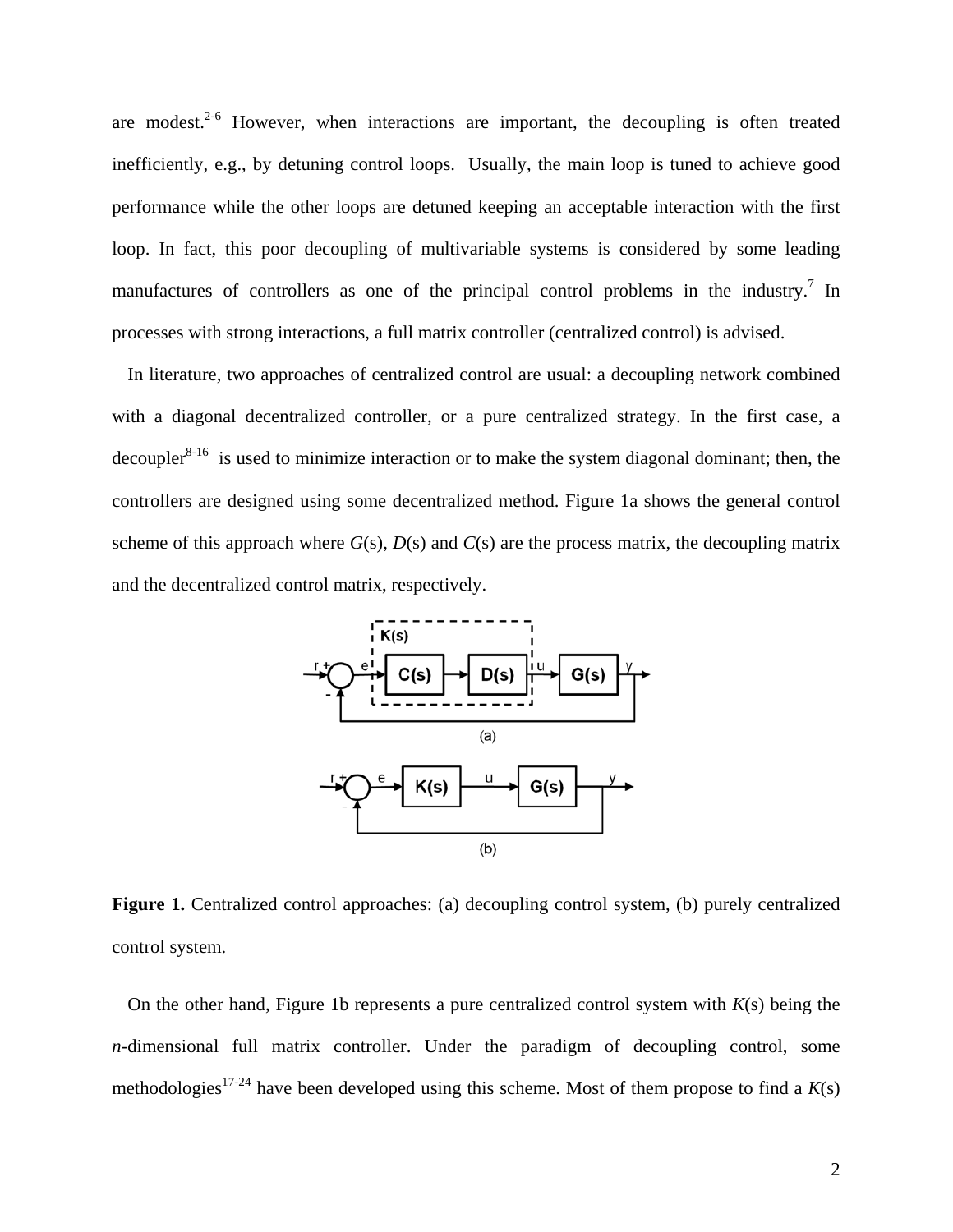are modest.[2-6] However, when interactions are important, the decoupling is often treated inefficiently, e.g., by detuning control loops. Usually, the main loop is tuned to achieve good performance while the other loops are detuned keeping an acceptable interaction with the first loop. In fact, this poor decoupling of multivariable systems is considered by some leading manufactures of controllers as one of the principal control problems in the industry.[7] In processes with strong interactions, a full matrix controller (centralized control) is advised.

In literature, two approaches of centralized control are usual: a decoupling network combined with a diagonal decentralized controller, or a pure centralized strategy. In the first case, a decoupler[8-16] is used to minimize interaction or to make the system diagonal dominant; then, the controllers are designed using some decentralized method. Figure 1a shows the general control scheme of this approach where $G(s)$, $D(s)$ and $C(s)$ are the process matrix, the decoupling matrix and the decentralized control matrix, respectively.

**Figure 1.** Centralized control approaches: (a) decoupling control system, (b) purely centralized control system.

On the other hand, Figure 1b represents a pure centralized control system with $K(s)$ being the $n$-dimensional full matrix controller. Under the paradigm of decoupling control, some methodologies[17-24] have been developed using this scheme. Most of them propose to find a $K(s)$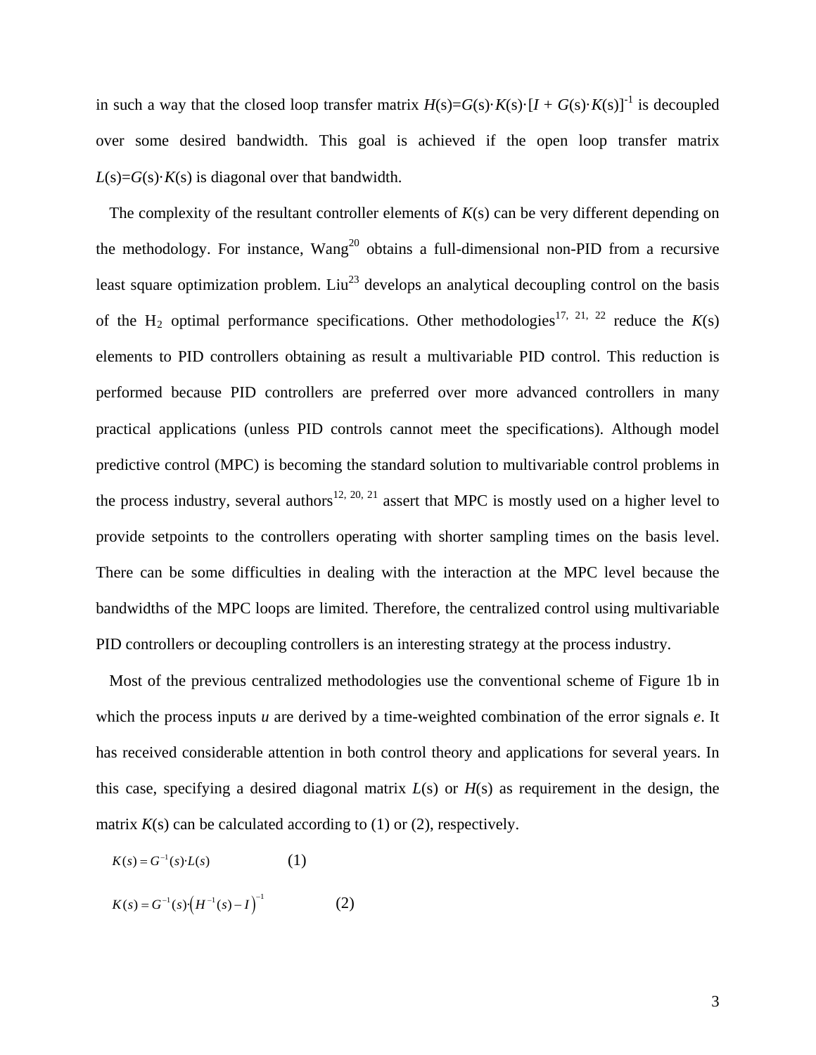in such a way that the closed loop transfer matrix $H(s)=G(s)\cdot K(s)\cdot[I + G(s)\cdot K(s)]^{-1}$ is decoupled over some desired bandwidth. This goal is achieved if the open loop transfer matrix $L(s)=G(s)\cdot K(s)$ is diagonal over that bandwidth.

The complexity of the resultant controller elements of $K(s)$ can be very different depending on the methodology. For instance, Wang[20] obtains a full-dimensional non-PID from a recursive least square optimization problem. Liu[23] develops an analytical decoupling control on the basis of the $H_2$ optimal performance specifications. Other methodologies[17, 21, 22] reduce the $K(s)$ elements to PID controllers obtaining as result a multivariable PID control. This reduction is performed because PID controllers are preferred over more advanced controllers in many practical applications (unless PID controls cannot meet the specifications). Although model predictive control (MPC) is becoming the standard solution to multivariable control problems in the process industry, several authors[12, 20, 21] assert that MPC is mostly used on a higher level to provide setpoints to the controllers operating with shorter sampling times on the basis level. There can be some difficulties in dealing with the interaction at the MPC level because the bandwidths of the MPC loops are limited. Therefore, the centralized control using multivariable PID controllers or decoupling controllers is an interesting strategy at the process industry.

Most of the previous centralized methodologies use the conventional scheme of Figure 1b in which the process inputs $u$ are derived by a time-weighted combination of the error signals $e$. It has received considerable attention in both control theory and applications for several years. In this case, specifying a desired diagonal matrix $L(s)$ or $H(s)$ as requirement in the design, the matrix $K(s)$ can be calculated according to (1) or (2), respectively.

$$K(s) = G^{-1}(s)\cdot L(s) \qquad (1)$$

$$K(s) = G^{-1}(s)\cdot\left(H^{-1}(s) - I\right)^{-1} \qquad (2)$$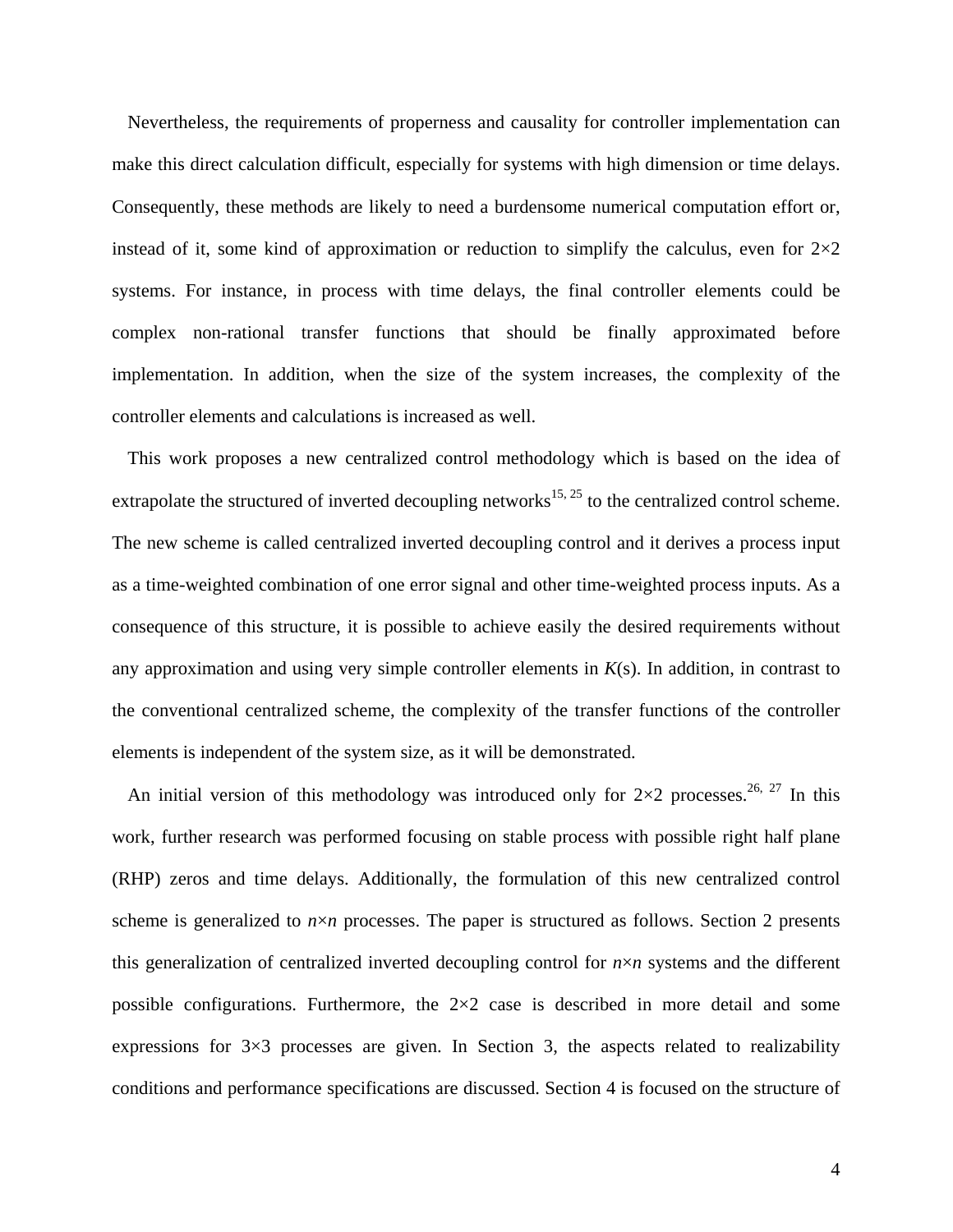Nevertheless, the requirements of properness and causality for controller implementation can make this direct calculation difficult, especially for systems with high dimension or time delays. Consequently, these methods are likely to need a burdensome numerical computation effort or, instead of it, some kind of approximation or reduction to simplify the calculus, even for 2×2 systems. For instance, in process with time delays, the final controller elements could be complex non-rational transfer functions that should be finally approximated before implementation. In addition, when the size of the system increases, the complexity of the controller elements and calculations is increased as well.

This work proposes a new centralized control methodology which is based on the idea of extrapolate the structured of inverted decoupling networks[15, 25] to the centralized control scheme. The new scheme is called centralized inverted decoupling control and it derives a process input as a time-weighted combination of one error signal and other time-weighted process inputs. As a consequence of this structure, it is possible to achieve easily the desired requirements without any approximation and using very simple controller elements in $K(s)$. In addition, in contrast to the conventional centralized scheme, the complexity of the transfer functions of the controller elements is independent of the system size, as it will be demonstrated.

An initial version of this methodology was introduced only for 2×2 processes.[26, 27] In this work, further research was performed focusing on stable process with possible right half plane (RHP) zeros and time delays. Additionally, the formulation of this new centralized control scheme is generalized to $n$×$n$ processes. The paper is structured as follows. Section 2 presents this generalization of centralized inverted decoupling control for $n$×$n$ systems and the different possible configurations. Furthermore, the 2×2 case is described in more detail and some expressions for 3×3 processes are given. In Section 3, the aspects related to realizability conditions and performance specifications are discussed. Section 4 is focused on the structure of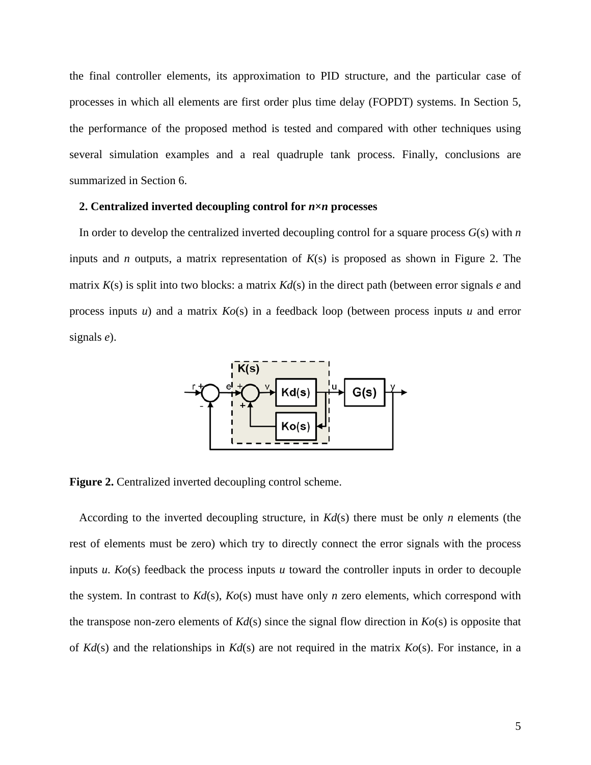the final controller elements, its approximation to PID structure, and the particular case of processes in which all elements are first order plus time delay (FOPDT) systems. In Section 5, the performance of the proposed method is tested and compared with other techniques using several simulation examples and a real quadruple tank process. Finally, conclusions are summarized in Section 6.

## 2. Centralized inverted decoupling control for *n*×*n* processes

In order to develop the centralized inverted decoupling control for a square process *G*(s) with *n* inputs and *n* outputs, a matrix representation of *K*(s) is proposed as shown in Figure 2. The matrix *K*(s) is split into two blocks: a matrix *Kd*(s) in the direct path (between error signals *e* and process inputs *u*) and a matrix *Ko*(s) in a feedback loop (between process inputs *u* and error signals *e*).

**Figure 2.** Centralized inverted decoupling control scheme.

According to the inverted decoupling structure, in *Kd*(s) there must be only *n* elements (the rest of elements must be zero) which try to directly connect the error signals with the process inputs *u*. *Ko*(s) feedback the process inputs *u* toward the controller inputs in order to decouple the system. In contrast to *Kd*(s), *Ko*(s) must have only *n* zero elements, which correspond with the transpose non-zero elements of *Kd*(s) since the signal flow direction in *Ko*(s) is opposite that of *Kd*(s) and the relationships in *Kd*(s) are not required in the matrix *Ko*(s). For instance, in a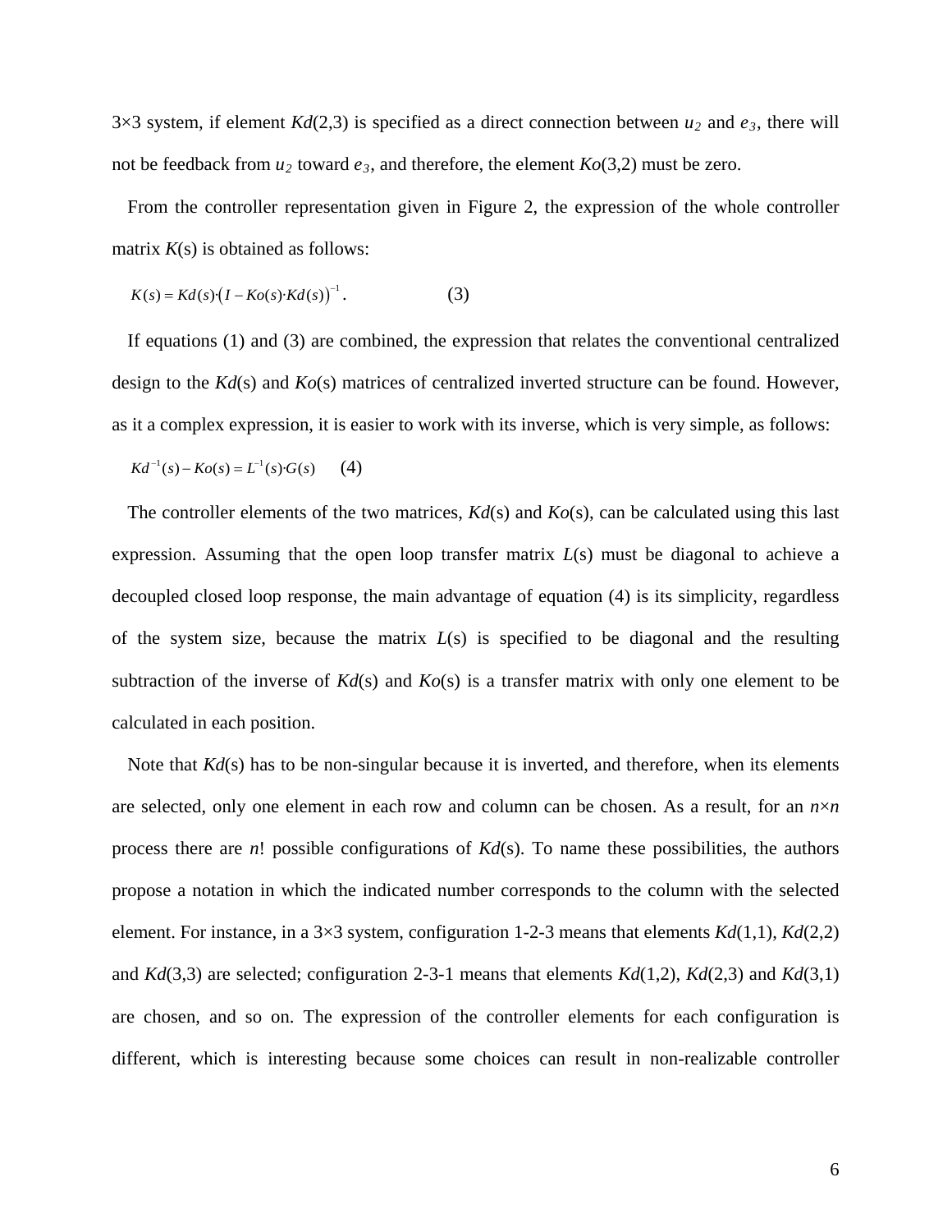3×3 system, if element $Kd(2,3)$ is specified as a direct connection between $u_2$ and $e_3$, there will not be feedback from $u_2$ toward $e_3$, and therefore, the element $Ko(3,2)$ must be zero.

From the controller representation given in Figure 2, the expression of the whole controller matrix $K(s)$ is obtained as follows:

$$K(s) = Kd(s) \cdot \left( I - Ko(s) \cdot Kd(s) \right)^{-1}. \qquad (3)$$

If equations (1) and (3) are combined, the expression that relates the conventional centralized design to the $Kd(s)$ and $Ko(s)$ matrices of centralized inverted structure can be found. However, as it a complex expression, it is easier to work with its inverse, which is very simple, as follows:

$$Kd^{-1}(s) - Ko(s) = L^{-1}(s) \cdot G(s) \qquad (4)$$

The controller elements of the two matrices, $Kd(s)$ and $Ko(s)$, can be calculated using this last expression. Assuming that the open loop transfer matrix $L(s)$ must be diagonal to achieve a decoupled closed loop response, the main advantage of equation (4) is its simplicity, regardless of the system size, because the matrix $L(s)$ is specified to be diagonal and the resulting subtraction of the inverse of $Kd(s)$ and $Ko(s)$ is a transfer matrix with only one element to be calculated in each position.

Note that $Kd(s)$ has to be non-singular because it is inverted, and therefore, when its elements are selected, only one element in each row and column can be chosen. As a result, for an $n \times n$ process there are $n!$ possible configurations of $Kd(s)$. To name these possibilities, the authors propose a notation in which the indicated number corresponds to the column with the selected element. For instance, in a 3×3 system, configuration 1-2-3 means that elements $Kd(1,1)$, $Kd(2,2)$ and $Kd(3,3)$ are selected; configuration 2-3-1 means that elements $Kd(1,2)$, $Kd(2,3)$ and $Kd(3,1)$ are chosen, and so on. The expression of the controller elements for each configuration is different, which is interesting because some choices can result in non-realizable controller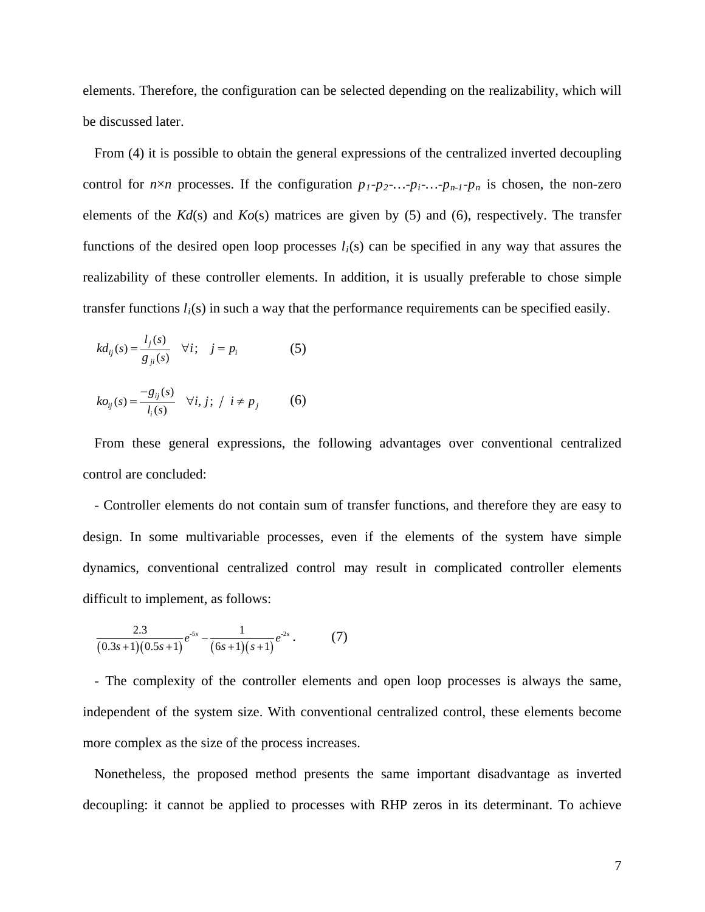elements. Therefore, the configuration can be selected depending on the realizability, which will be discussed later.

From (4) it is possible to obtain the general expressions of the centralized inverted decoupling control for $n \times n$ processes. If the configuration $p_1$-$p_2$-…-$p_i$-…-$p_{n-1}$-$p_n$ is chosen, the non-zero elements of the $Kd(s)$ and $Ko(s)$ matrices are given by (5) and (6), respectively. The transfer functions of the desired open loop processes $l_i(s)$ can be specified in any way that assures the realizability of these controller elements. In addition, it is usually preferable to chose simple transfer functions $l_i(s)$ in such a way that the performance requirements can be specified easily.

$$kd_{ij}(s) = \frac{l_j(s)}{g_{ji}(s)} \quad \forall i; \quad j = p_i \qquad (5)$$

$$ko_{ij}(s) = \frac{-g_{ij}(s)}{l_i(s)} \quad \forall i, j; \; / \; i \neq p_j \qquad (6)$$

From these general expressions, the following advantages over conventional centralized control are concluded:

- Controller elements do not contain sum of transfer functions, and therefore they are easy to design. In some multivariable processes, even if the elements of the system have simple dynamics, conventional centralized control may result in complicated controller elements difficult to implement, as follows:

$$\frac{2.3}{(0.3s+1)(0.5s+1)}e^{-5s} - \frac{1}{(6s+1)(s+1)}e^{-2s} . \qquad (7)$$

- The complexity of the controller elements and open loop processes is always the same, independent of the system size. With conventional centralized control, these elements become more complex as the size of the process increases.

Nonetheless, the proposed method presents the same important disadvantage as inverted decoupling: it cannot be applied to processes with RHP zeros in its determinant. To achieve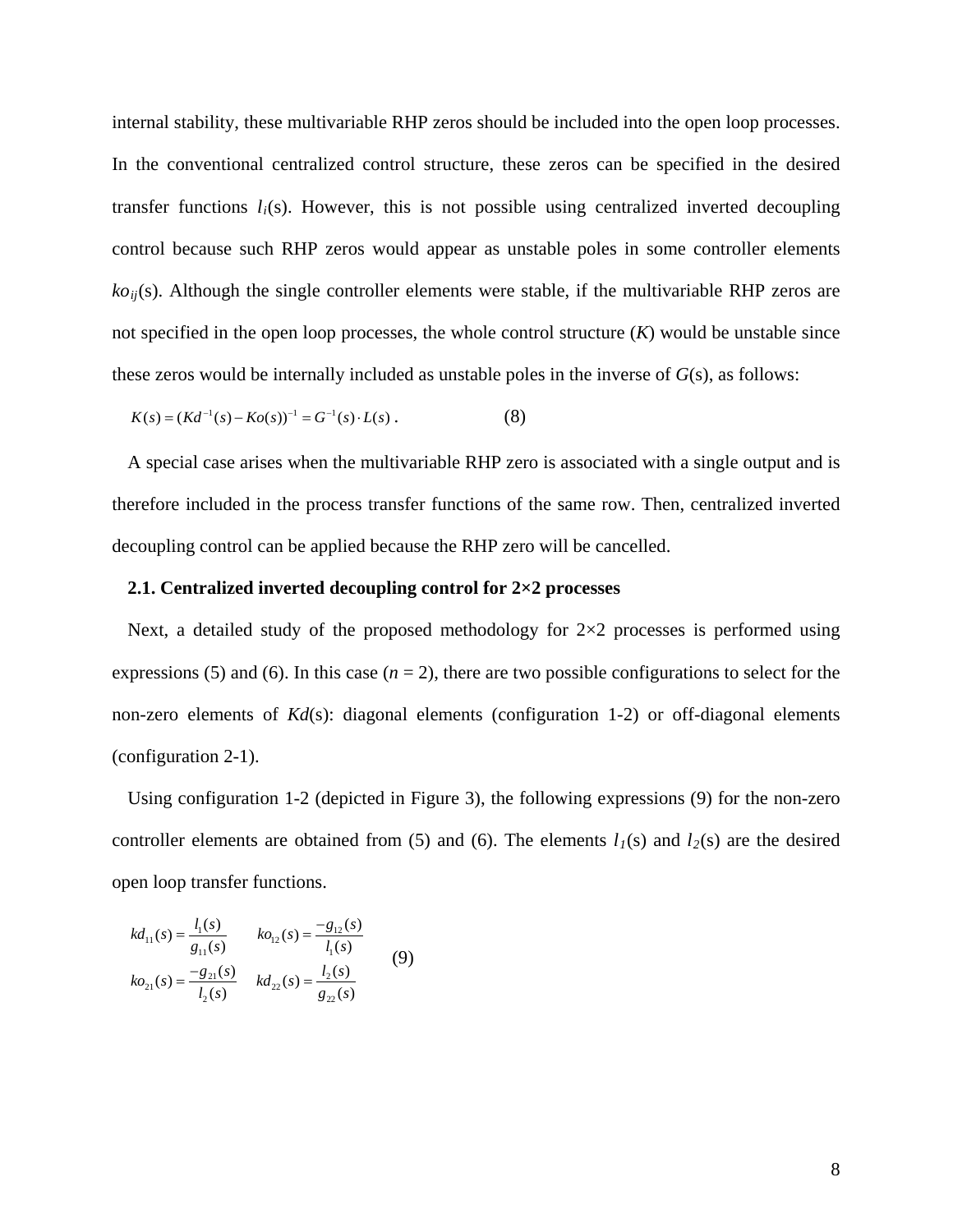internal stability, these multivariable RHP zeros should be included into the open loop processes. In the conventional centralized control structure, these zeros can be specified in the desired transfer functions $l_i(s)$. However, this is not possible using centralized inverted decoupling control because such RHP zeros would appear as unstable poles in some controller elements $ko_{ij}(s)$. Although the single controller elements were stable, if the multivariable RHP zeros are not specified in the open loop processes, the whole control structure ($K$) would be unstable since these zeros would be internally included as unstable poles in the inverse of $G(s)$, as follows:

$$K(s) = (Kd^{-1}(s) - Ko(s))^{-1} = G^{-1}(s) \cdot L(s) \; . \qquad (8)$$

A special case arises when the multivariable RHP zero is associated with a single output and is therefore included in the process transfer functions of the same row. Then, centralized inverted decoupling control can be applied because the RHP zero will be cancelled.

### 2.1. Centralized inverted decoupling control for 2×2 processes

Next, a detailed study of the proposed methodology for 2×2 processes is performed using expressions (5) and (6). In this case ($n$ = 2), there are two possible configurations to select for the non-zero elements of $Kd(s)$: diagonal elements (configuration 1-2) or off-diagonal elements (configuration 2-1).

Using configuration 1-2 (depicted in Figure 3), the following expressions (9) for the non-zero controller elements are obtained from (5) and (6). The elements $l_1(s)$ and $l_2(s)$ are the desired open loop transfer functions.

$$\begin{array}{ll} kd_{11}(s) = \dfrac{l_1(s)}{g_{11}(s)} & ko_{12}(s) = \dfrac{-g_{12}(s)}{l_1(s)} \\ ko_{21}(s) = \dfrac{-g_{21}(s)}{l_2(s)} & kd_{22}(s) = \dfrac{l_2(s)}{g_{22}(s)} \end{array} \qquad (9)$$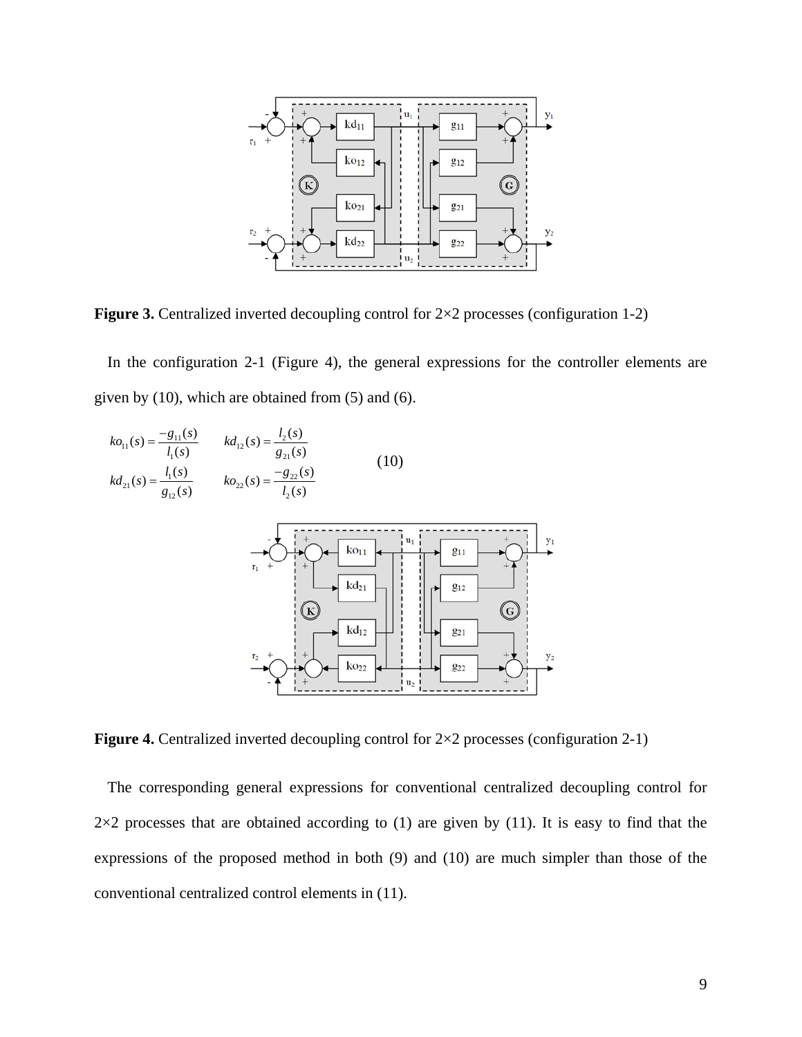**Figure 3.** Centralized inverted decoupling control for 2×2 processes (configuration 1-2)

In the configuration 2-1 (Figure 4), the general expressions for the controller elements are given by (10), which are obtained from (5) and (6).

$$
\begin{aligned}
ko_{11}(s) &= \frac{-g_{11}(s)}{l_1(s)} \qquad & kd_{12}(s) &= \frac{l_2(s)}{g_{21}(s)} \\
kd_{21}(s) &= \frac{l_1(s)}{g_{12}(s)} \qquad & ko_{22}(s) &= \frac{-g_{22}(s)}{l_2(s)}
\end{aligned}
\tag{10}
$$

**Figure 4.** Centralized inverted decoupling control for 2×2 processes (configuration 2-1)

The corresponding general expressions for conventional centralized decoupling control for 2×2 processes that are obtained according to (1) are given by (11). It is easy to find that the expressions of the proposed method in both (9) and (10) are much simpler than those of the conventional centralized control elements in (11).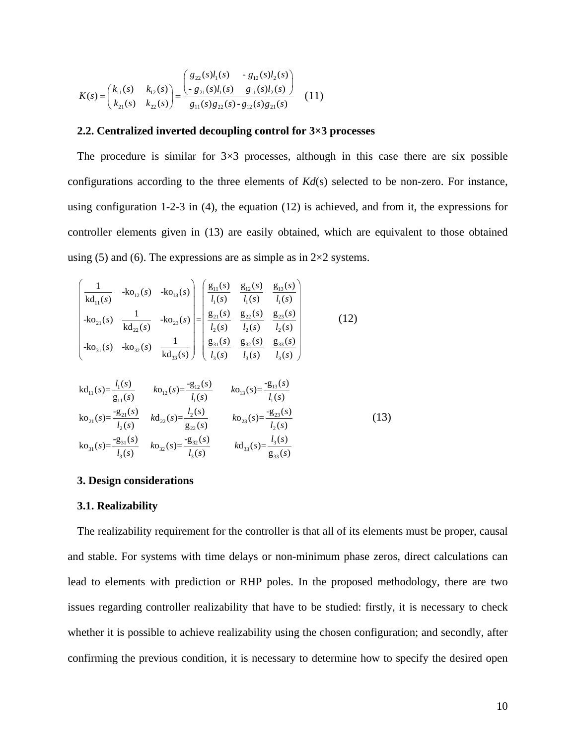$$K(s)=\begin{pmatrix} k_{11}(s) & k_{12}(s) \\ k_{21}(s) & k_{22}(s) \end{pmatrix}=\frac{\begin{pmatrix} g_{22}(s)l_1(s) & -g_{12}(s)l_2(s) \\ -g_{21}(s)l_1(s) & g_{11}(s)l_2(s) \end{pmatrix}}{g_{11}(s)g_{22}(s)-g_{12}(s)g_{21}(s)} \quad (11)$$

### 2.2. Centralized inverted decoupling control for 3×3 processes

The procedure is similar for 3×3 processes, although in this case there are six possible configurations according to the three elements of *Kd*(s) selected to be non-zero. For instance, using configuration 1-2-3 in (4), the equation (12) is achieved, and from it, the expressions for controller elements given in (13) are easily obtained, which are equivalent to those obtained using (5) and (6). The expressions are as simple as in 2×2 systems.

$$\begin{pmatrix} \dfrac{1}{\mathrm{kd}_{11}(s)} & -\mathrm{ko}_{12}(s) & -\mathrm{ko}_{13}(s) \\ -\mathrm{ko}_{21}(s) & \dfrac{1}{\mathrm{kd}_{22}(s)} & -\mathrm{ko}_{23}(s) \\ -\mathrm{ko}_{31}(s) & -\mathrm{ko}_{32}(s) & \dfrac{1}{\mathrm{kd}_{33}(s)} \end{pmatrix}=\begin{pmatrix} \dfrac{\mathrm{g}_{11}(s)}{l_1(s)} & \dfrac{\mathrm{g}_{12}(s)}{l_1(s)} & \dfrac{\mathrm{g}_{13}(s)}{l_1(s)} \\ \dfrac{\mathrm{g}_{21}(s)}{l_2(s)} & \dfrac{\mathrm{g}_{22}(s)}{l_2(s)} & \dfrac{\mathrm{g}_{23}(s)}{l_2(s)} \\ \dfrac{\mathrm{g}_{31}(s)}{l_3(s)} & \dfrac{\mathrm{g}_{32}(s)}{l_3(s)} & \dfrac{\mathrm{g}_{33}(s)}{l_3(s)} \end{pmatrix} \quad (12)$$

$$\begin{array}{lll} \mathrm{kd}_{11}(s)=\dfrac{l_1(s)}{\mathrm{g}_{11}(s)} & k\mathrm{o}_{12}(s)=\dfrac{-\mathrm{g}_{12}(s)}{l_1(s)} & k\mathrm{o}_{13}(s)=\dfrac{-\mathrm{g}_{13}(s)}{l_1(s)} \\ \mathrm{ko}_{21}(s)=\dfrac{-\mathrm{g}_{21}(s)}{l_2(s)} & k\mathrm{d}_{22}(s)=\dfrac{l_2(s)}{\mathrm{g}_{22}(s)} & k\mathrm{o}_{23}(s)=\dfrac{-\mathrm{g}_{23}(s)}{l_2(s)} \\ \mathrm{ko}_{31}(s)=\dfrac{-\mathrm{g}_{31}(s)}{l_3(s)} & k\mathrm{o}_{32}(s)=\dfrac{-\mathrm{g}_{32}(s)}{l_3(s)} & k\mathrm{d}_{33}(s)=\dfrac{l_3(s)}{\mathrm{g}_{33}(s)} \end{array} \quad (13)$$

## 3. Design considerations

### 3.1. Realizability

The realizability requirement for the controller is that all of its elements must be proper, causal and stable. For systems with time delays or non-minimum phase zeros, direct calculations can lead to elements with prediction or RHP poles. In the proposed methodology, there are two issues regarding controller realizability that have to be studied: firstly, it is necessary to check whether it is possible to achieve realizability using the chosen configuration; and secondly, after confirming the previous condition, it is necessary to determine how to specify the desired open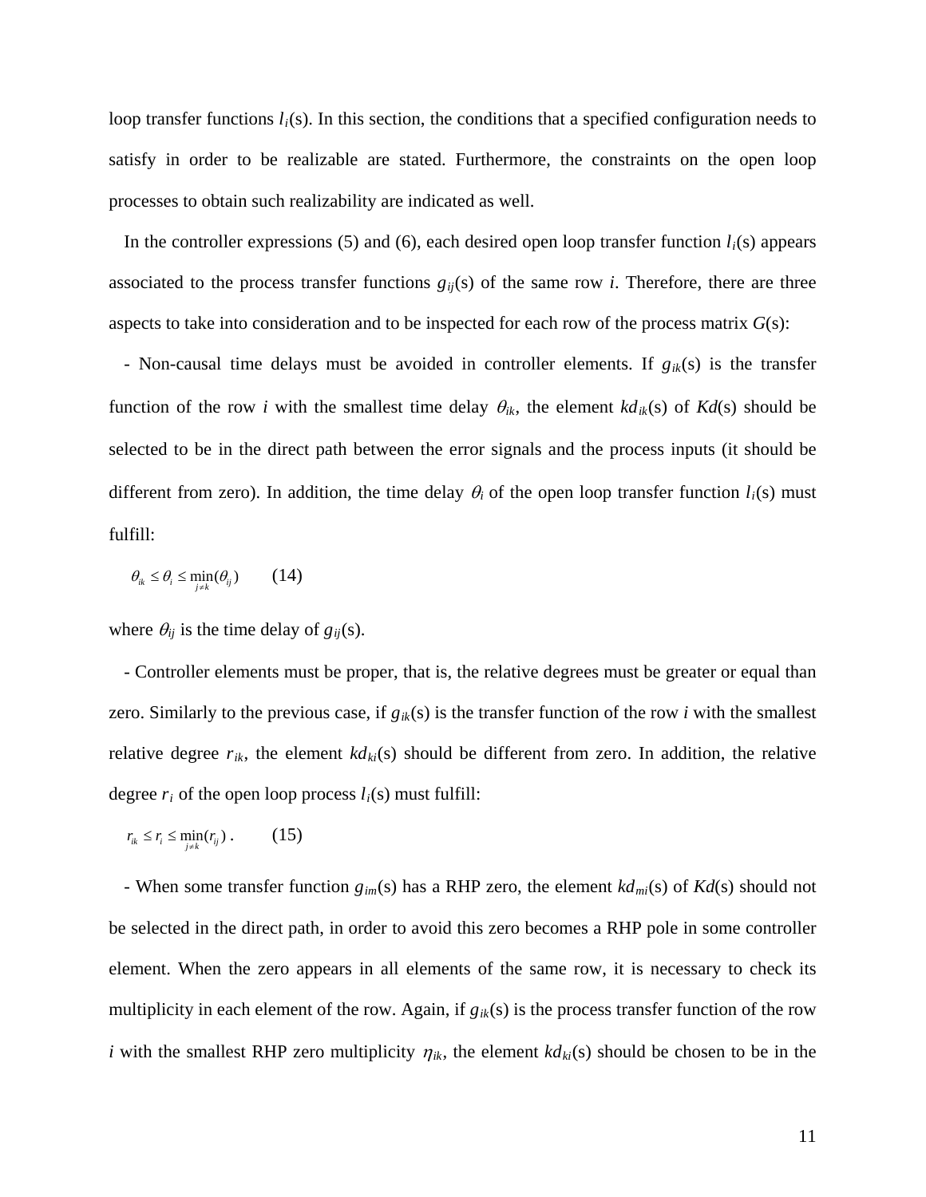loop transfer functions $l_i(s)$. In this section, the conditions that a specified configuration needs to satisfy in order to be realizable are stated. Furthermore, the constraints on the open loop processes to obtain such realizability are indicated as well.

In the controller expressions (5) and (6), each desired open loop transfer function $l_i(s)$ appears associated to the process transfer functions $g_{ij}(s)$ of the same row $i$. Therefore, there are three aspects to take into consideration and to be inspected for each row of the process matrix $G(s)$:

- Non-causal time delays must be avoided in controller elements. If $g_{ik}(s)$ is the transfer function of the row $i$ with the smallest time delay $\theta_{ik}$, the element $kd_{ik}(s)$ of $Kd(s)$ should be selected to be in the direct path between the error signals and the process inputs (it should be different from zero). In addition, the time delay $\theta_i$ of the open loop transfer function $l_i(s)$ must fulfill:

$$\theta_{ik} \le \theta_i \le \min_{j \ne k}(\theta_{ij}) \qquad (14)$$

where $\theta_{ij}$ is the time delay of $g_{ij}(s)$.

- Controller elements must be proper, that is, the relative degrees must be greater or equal than zero. Similarly to the previous case, if $g_{ik}(s)$ is the transfer function of the row $i$ with the smallest relative degree $r_{ik}$, the element $kd_{ki}(s)$ should be different from zero. In addition, the relative degree $r_i$ of the open loop process $l_i(s)$ must fulfill:

$$r_{ik} \le r_i \le \min_{j \ne k}(r_{ij}) \,. \qquad (15)$$

- When some transfer function $g_{im}(s)$ has a RHP zero, the element $kd_{mi}(s)$ of $Kd(s)$ should not be selected in the direct path, in order to avoid this zero becomes a RHP pole in some controller element. When the zero appears in all elements of the same row, it is necessary to check its multiplicity in each element of the row. Again, if $g_{ik}(s)$ is the process transfer function of the row $i$ with the smallest RHP zero multiplicity $\eta_{ik}$, the element $kd_{ki}(s)$ should be chosen to be in the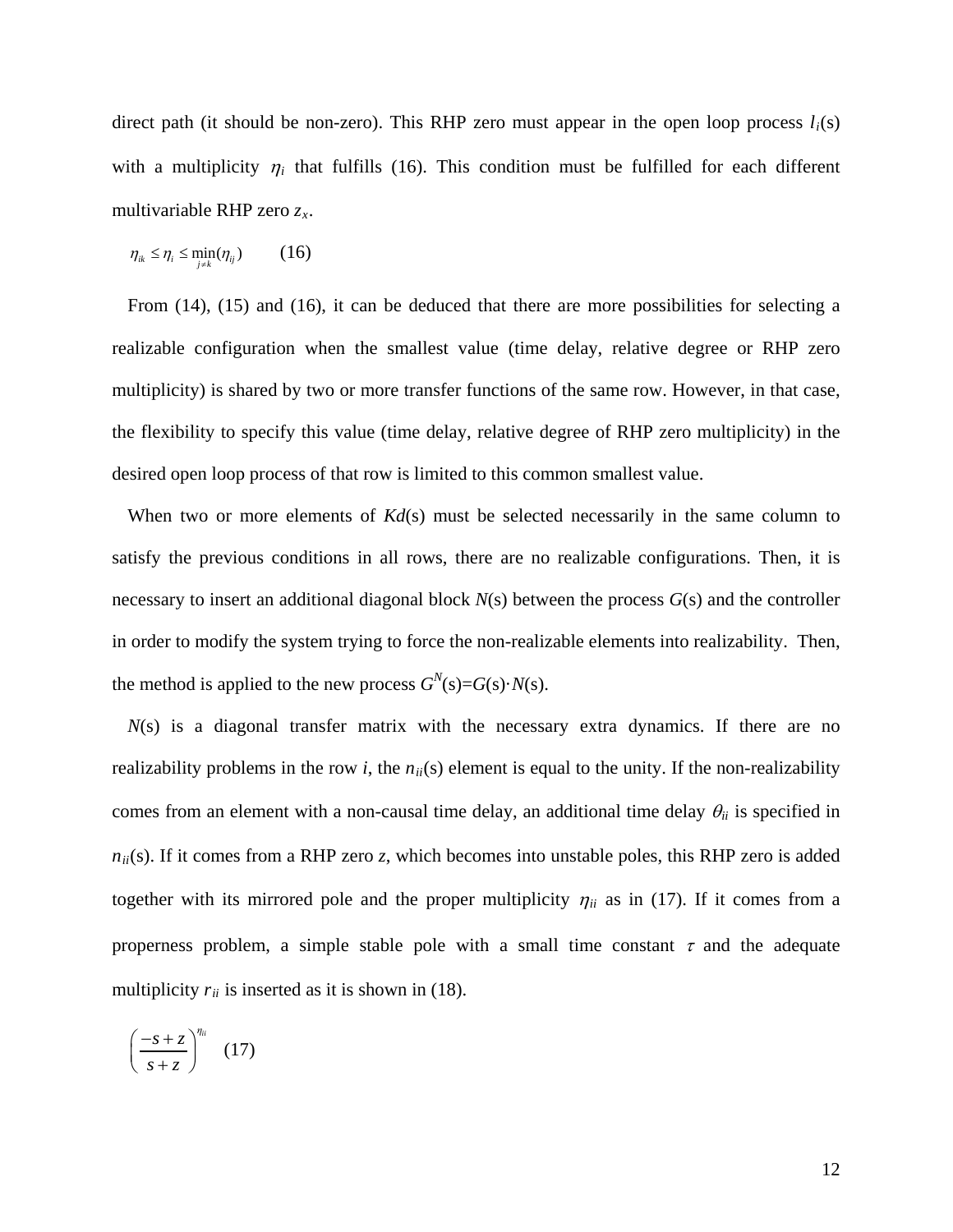direct path (it should be non-zero). This RHP zero must appear in the open loop process $l_i$(s) with a multiplicity $\eta_i$ that fulfills (16). This condition must be fulfilled for each different multivariable RHP zero $z_x$.

$$\eta_{ik} \leq \eta_i \leq \min_{j \neq k}(\eta_{ij}) \qquad (16)$$

From (14), (15) and (16), it can be deduced that there are more possibilities for selecting a realizable configuration when the smallest value (time delay, relative degree or RHP zero multiplicity) is shared by two or more transfer functions of the same row. However, in that case, the flexibility to specify this value (time delay, relative degree of RHP zero multiplicity) in the desired open loop process of that row is limited to this common smallest value.

When two or more elements of *Kd*(s) must be selected necessarily in the same column to satisfy the previous conditions in all rows, there are no realizable configurations. Then, it is necessary to insert an additional diagonal block *N*(s) between the process *G*(s) and the controller in order to modify the system trying to force the non-realizable elements into realizability. Then, the method is applied to the new process $G^N$(s)=*G*(s)·*N*(s).

*N*(s) is a diagonal transfer matrix with the necessary extra dynamics. If there are no realizability problems in the row *i*, the $n_{ii}$(s) element is equal to the unity. If the non-realizability comes from an element with a non-causal time delay, an additional time delay $\theta_{ii}$ is specified in $n_{ii}$(s). If it comes from a RHP zero *z*, which becomes into unstable poles, this RHP zero is added together with its mirrored pole and the proper multiplicity $\eta_{ii}$ as in (17). If it comes from a properness problem, a simple stable pole with a small time constant $\tau$ and the adequate multiplicity $r_{ii}$ is inserted as it is shown in (18).

$$\left(\frac{-s+z}{s+z}\right)^{\eta_{ii}} \qquad (17)$$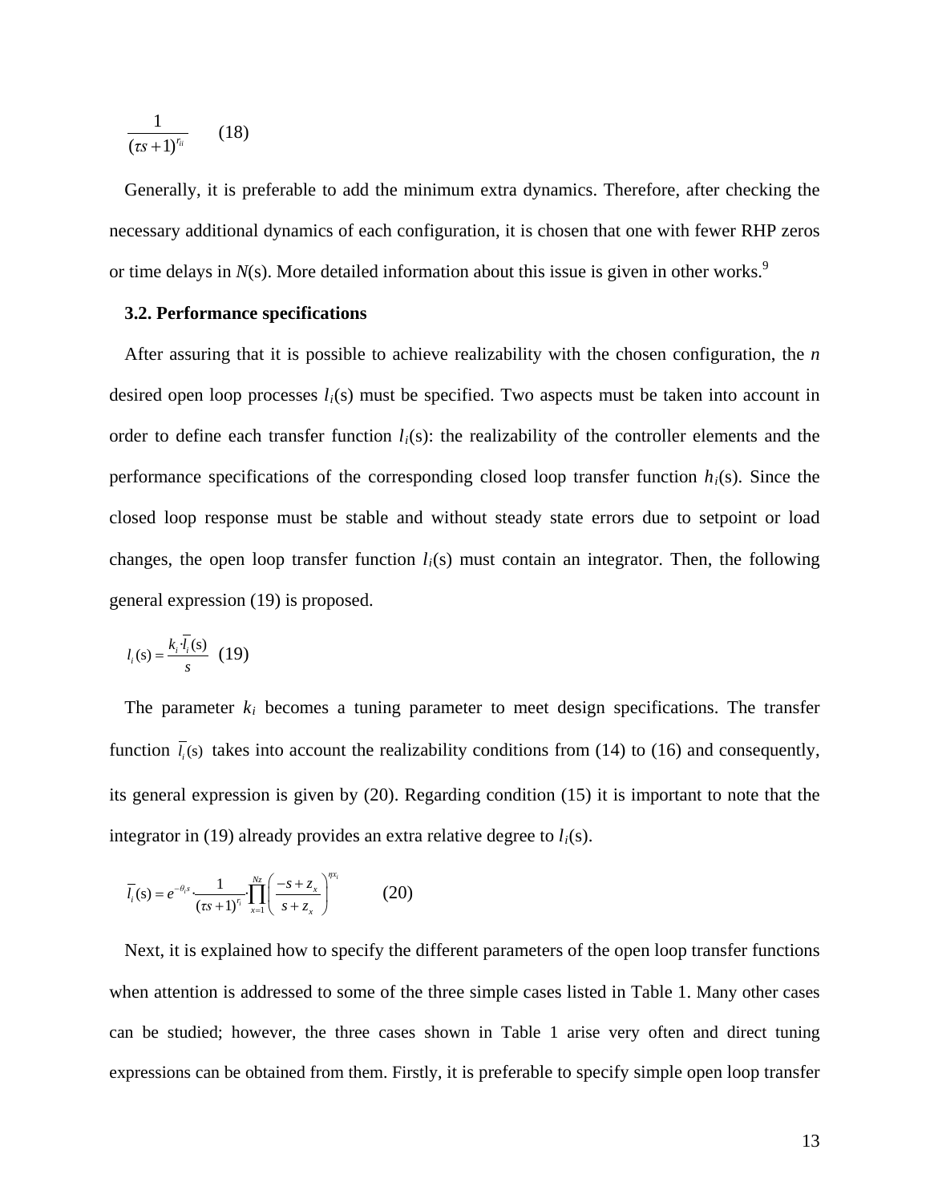$$\frac{1}{(\tau s+1)^{r_{ii}}} \qquad (18)$$

Generally, it is preferable to add the minimum extra dynamics. Therefore, after checking the necessary additional dynamics of each configuration, it is chosen that one with fewer RHP zeros or time delays in $N$(s). More detailed information about this issue is given in other works.[9]

### 3.2. Performance specifications

After assuring that it is possible to achieve realizability with the chosen configuration, the $n$ desired open loop processes $l_i$(s) must be specified. Two aspects must be taken into account in order to define each transfer function $l_i$(s): the realizability of the controller elements and the performance specifications of the corresponding closed loop transfer function $h_i$(s). Since the closed loop response must be stable and without steady state errors due to setpoint or load changes, the open loop transfer function $l_i$(s) must contain an integrator. Then, the following general expression (19) is proposed.

$$l_i(\mathrm{s}) = \frac{k_i \cdot \overline{l}_i(\mathrm{s})}{s} \qquad (19)$$

The parameter $k_i$ becomes a tuning parameter to meet design specifications. The transfer function $\overline{l}_i(\mathrm{s})$ takes into account the realizability conditions from (14) to (16) and consequently, its general expression is given by (20). Regarding condition (15) it is important to note that the integrator in (19) already provides an extra relative degree to $l_i$(s).

$$\overline{l}_i(\mathrm{s}) = e^{-\theta_i s} \cdot \frac{1}{(\tau s+1)^{r_i}} \cdot \prod_{x=1}^{Nz} \left( \frac{-s+z_x}{s+z_x} \right)^{\eta x_i} \qquad (20)$$

Next, it is explained how to specify the different parameters of the open loop transfer functions when attention is addressed to some of the three simple cases listed in Table 1. Many other cases can be studied; however, the three cases shown in Table 1 arise very often and direct tuning expressions can be obtained from them. Firstly, it is preferable to specify simple open loop transfer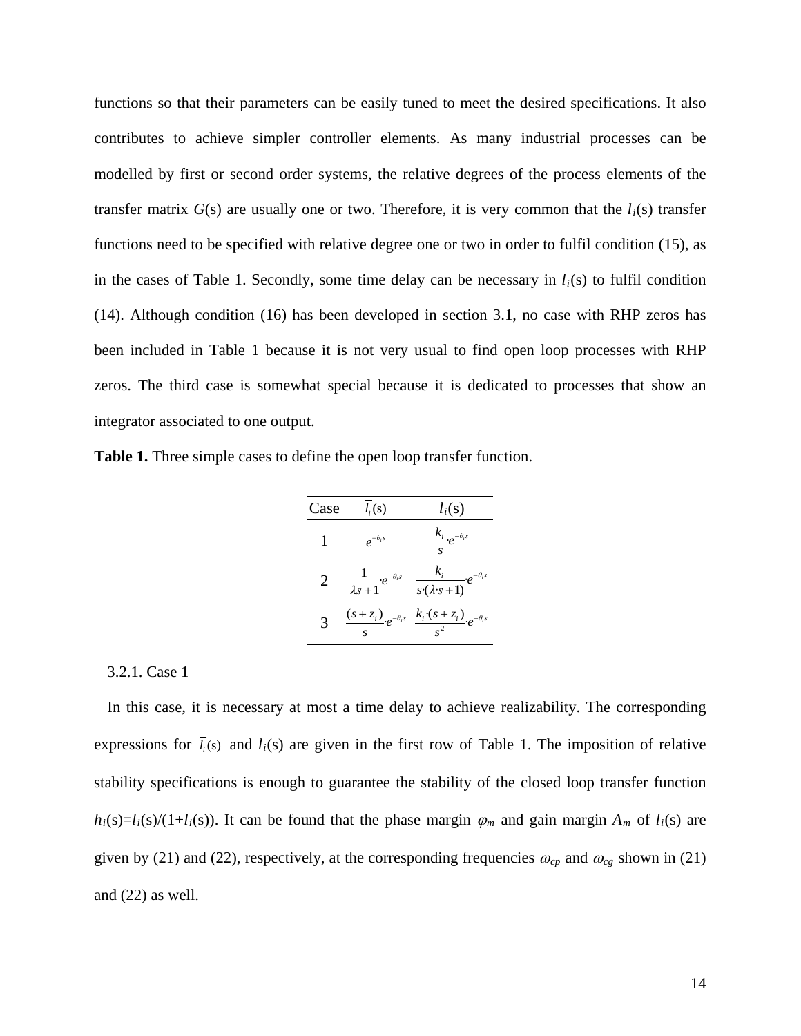functions so that their parameters can be easily tuned to meet the desired specifications. It also contributes to achieve simpler controller elements. As many industrial processes can be modelled by first or second order systems, the relative degrees of the process elements of the transfer matrix $G$(s) are usually one or two. Therefore, it is very common that the $l_i$(s) transfer functions need to be specified with relative degree one or two in order to fulfil condition (15), as in the cases of Table 1. Secondly, some time delay can be necessary in $l_i$(s) to fulfil condition (14). Although condition (16) has been developed in section 3.1, no case with RHP zeros has been included in Table 1 because it is not very usual to find open loop processes with RHP zeros. The third case is somewhat special because it is dedicated to processes that show an integrator associated to one output.

**Table 1.** Three simple cases to define the open loop transfer function.

| Case | $\overline{l_i}(s)$ | $l_i(s)$ |
|---|---|---|
| 1 | $e^{-\theta_i s}$ | $\frac{k_i}{s} \cdot e^{-\theta_i s}$ |
| 2 | $\frac{1}{\lambda s+1} \cdot e^{-\theta_i s}$ | $\frac{k_i}{s \cdot (\lambda \cdot s+1)} \cdot e^{-\theta_i s}$ |
| 3 | $\frac{(s+z_i)}{s} \cdot e^{-\theta_i s}$ | $\frac{k_i \cdot (s+z_i)}{s^2} \cdot e^{-\theta_i s}$ |

3.2.1. Case 1

In this case, it is necessary at most a time delay to achieve realizability. The corresponding expressions for $\overline{l_i}(s)$ and $l_i$(s) are given in the first row of Table 1. The imposition of relative stability specifications is enough to guarantee the stability of the closed loop transfer function $h_i(s)=l_i(s)/(1+l_i(s))$. It can be found that the phase margin $\varphi_m$ and gain margin $A_m$ of $l_i$(s) are given by (21) and (22), respectively, at the corresponding frequencies $\omega_{cp}$ and $\omega_{cg}$ shown in (21) and (22) as well.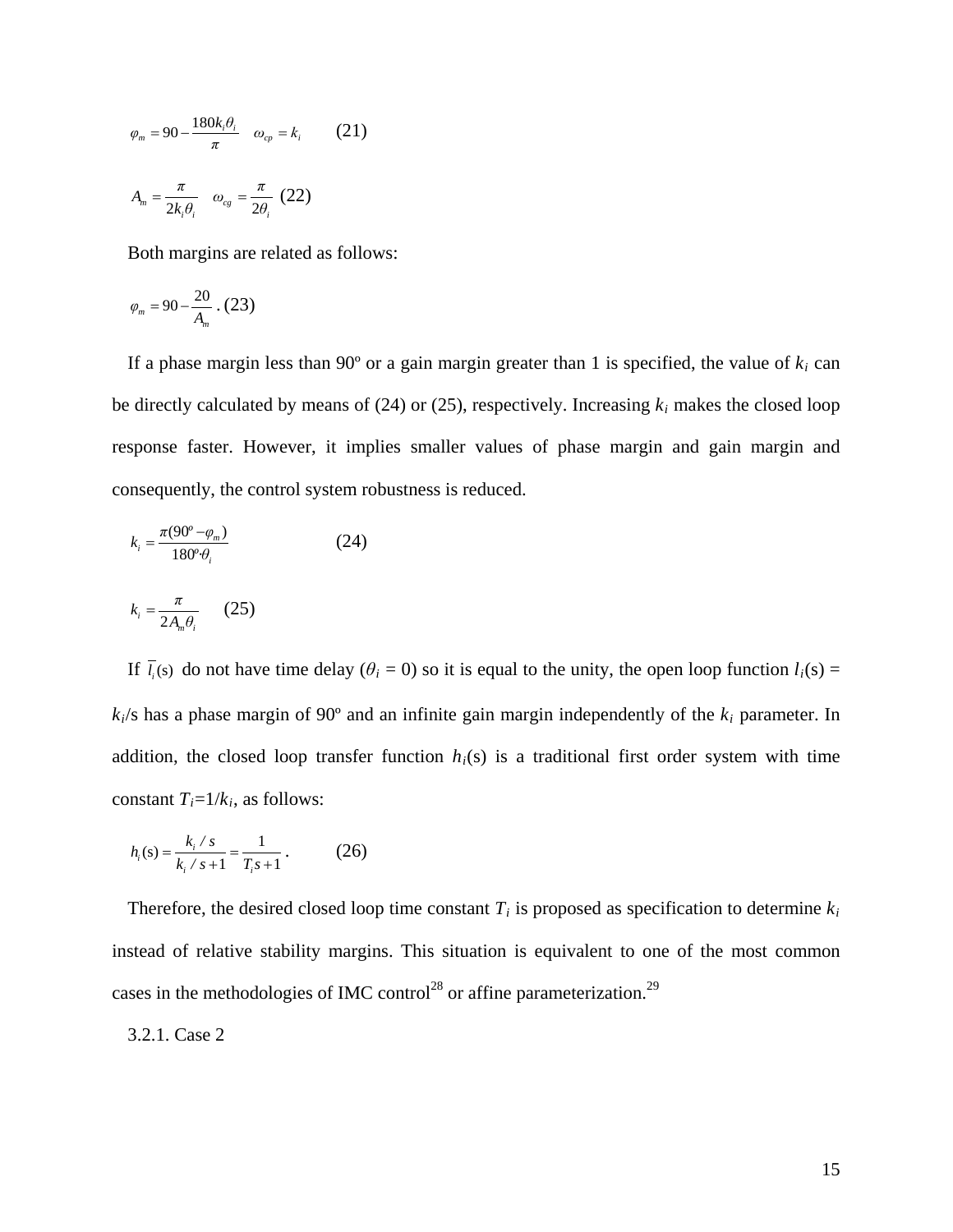$$\varphi_m = 90 - \frac{180 k_i \theta_i}{\pi} \quad \omega_{cp} = k_i \qquad (21)$$

$$A_m = \frac{\pi}{2 k_i \theta_i} \quad \omega_{cg} = \frac{\pi}{2\theta_i} \quad (22)$$

Both margins are related as follows:

$$\varphi_m = 90 - \frac{20}{A_m} \,. \quad (23)$$

If a phase margin less than 90º or a gain margin greater than 1 is specified, the value of $k_i$ can be directly calculated by means of (24) or (25), respectively. Increasing $k_i$ makes the closed loop response faster. However, it implies smaller values of phase margin and gain margin and consequently, the control system robustness is reduced.

$$k_i = \frac{\pi(90^o - \varphi_m)}{180^o \cdot \theta_i} \qquad (24)$$

$$k_i = \frac{\pi}{2 A_m \theta_i} \qquad (25)$$

If $\overline{l}_i(s)$ do not have time delay ($\theta_i = 0$) so it is equal to the unity, the open loop function $l_i(s) = k_i/s$ has a phase margin of 90º and an infinite gain margin independently of the $k_i$ parameter. In addition, the closed loop transfer function $h_i(s)$ is a traditional first order system with time constant $T_i = 1/k_i$, as follows:

$$h_i(s) = \frac{k_i / s}{k_i / s + 1} = \frac{1}{T_i s + 1} \,. \qquad (26)$$

Therefore, the desired closed loop time constant $T_i$ is proposed as specification to determine $k_i$ instead of relative stability margins. This situation is equivalent to one of the most common cases in the methodologies of IMC control[28] or affine parameterization.[29]

3.2.1. Case 2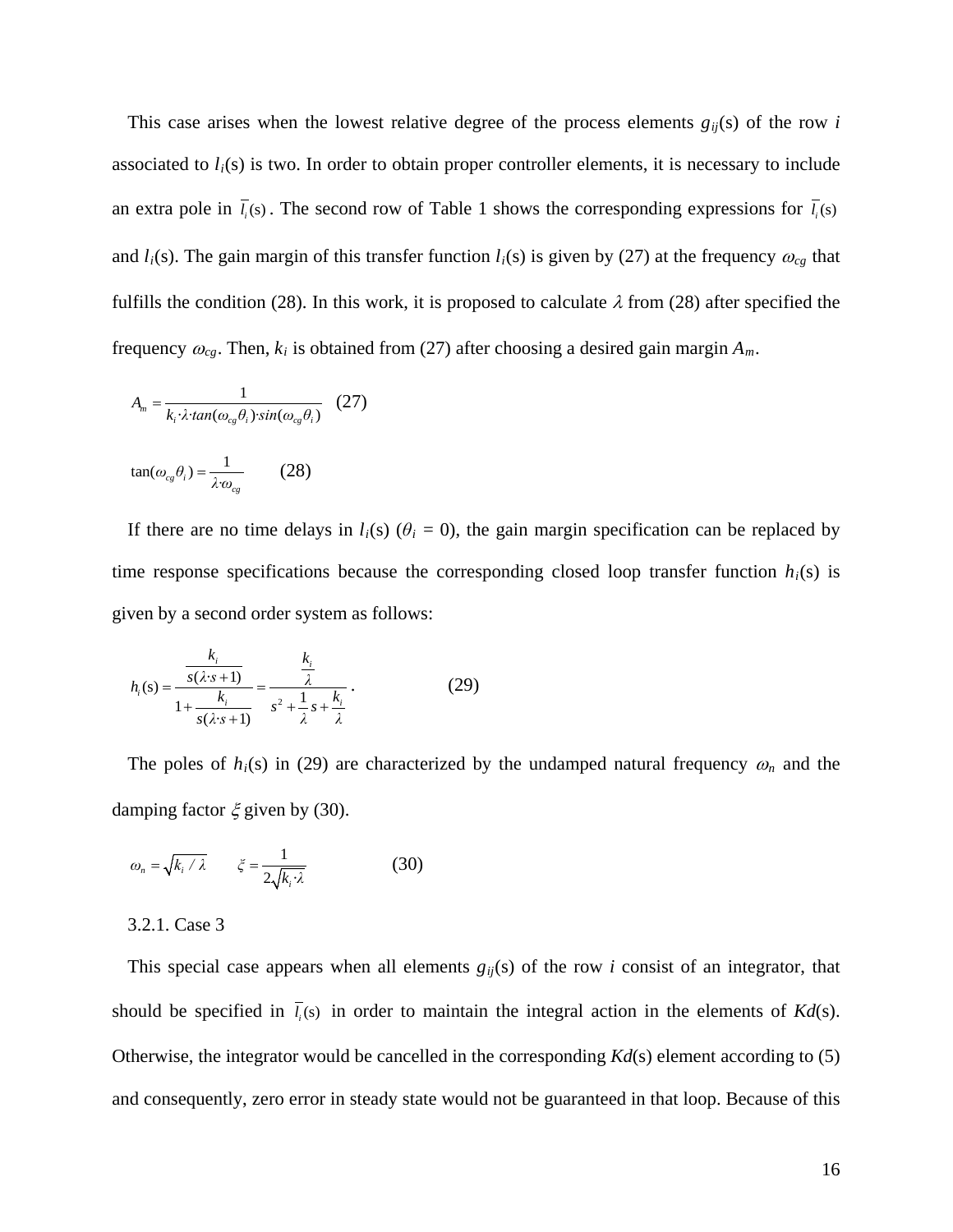This case arises when the lowest relative degree of the process elements $g_{ij}$(s) of the row *i* associated to $l_i$(s) is two. In order to obtain proper controller elements, it is necessary to include an extra pole in $\overline{l}_i(s)$. The second row of Table 1 shows the corresponding expressions for $\overline{l}_i(s)$ and $l_i$(s). The gain margin of this transfer function $l_i$(s) is given by (27) at the frequency $\omega_{cg}$ that fulfills the condition (28). In this work, it is proposed to calculate $\lambda$ from (28) after specified the frequency $\omega_{cg}$. Then, $k_i$ is obtained from (27) after choosing a desired gain margin $A_m$.

$$A_m = \frac{1}{k_i \cdot \lambda \cdot tan(\omega_{cg}\theta_i) \cdot sin(\omega_{cg}\theta_i)} \quad (27)$$

$$\tan(\omega_{cg}\theta_i) = \frac{1}{\lambda \cdot \omega_{cg}} \quad (28)$$

If there are no time delays in $l_i$(s) ($\theta_i$ = 0), the gain margin specification can be replaced by time response specifications because the corresponding closed loop transfer function $h_i$(s) is given by a second order system as follows:

$$h_i(s) = \frac{\dfrac{k_i}{s(\lambda \cdot s + 1)}}{1 + \dfrac{k_i}{s(\lambda \cdot s + 1)}} = \frac{\dfrac{k_i}{\lambda}}{s^2 + \dfrac{1}{\lambda}s + \dfrac{k_i}{\lambda}}. \quad (29)$$

The poles of $h_i$(s) in (29) are characterized by the undamped natural frequency $\omega_n$ and the damping factor $\xi$ given by (30).

$$\omega_n = \sqrt{k_i / \lambda} \qquad \xi = \frac{1}{2\sqrt{k_i \cdot \lambda}} \quad (30)$$

3.2.1. Case 3

This special case appears when all elements $g_{ij}$(s) of the row *i* consist of an integrator, that should be specified in $\overline{l}_i(s)$ in order to maintain the integral action in the elements of *Kd*(s). Otherwise, the integrator would be cancelled in the corresponding *Kd*(s) element according to (5) and consequently, zero error in steady state would not be guaranteed in that loop. Because of this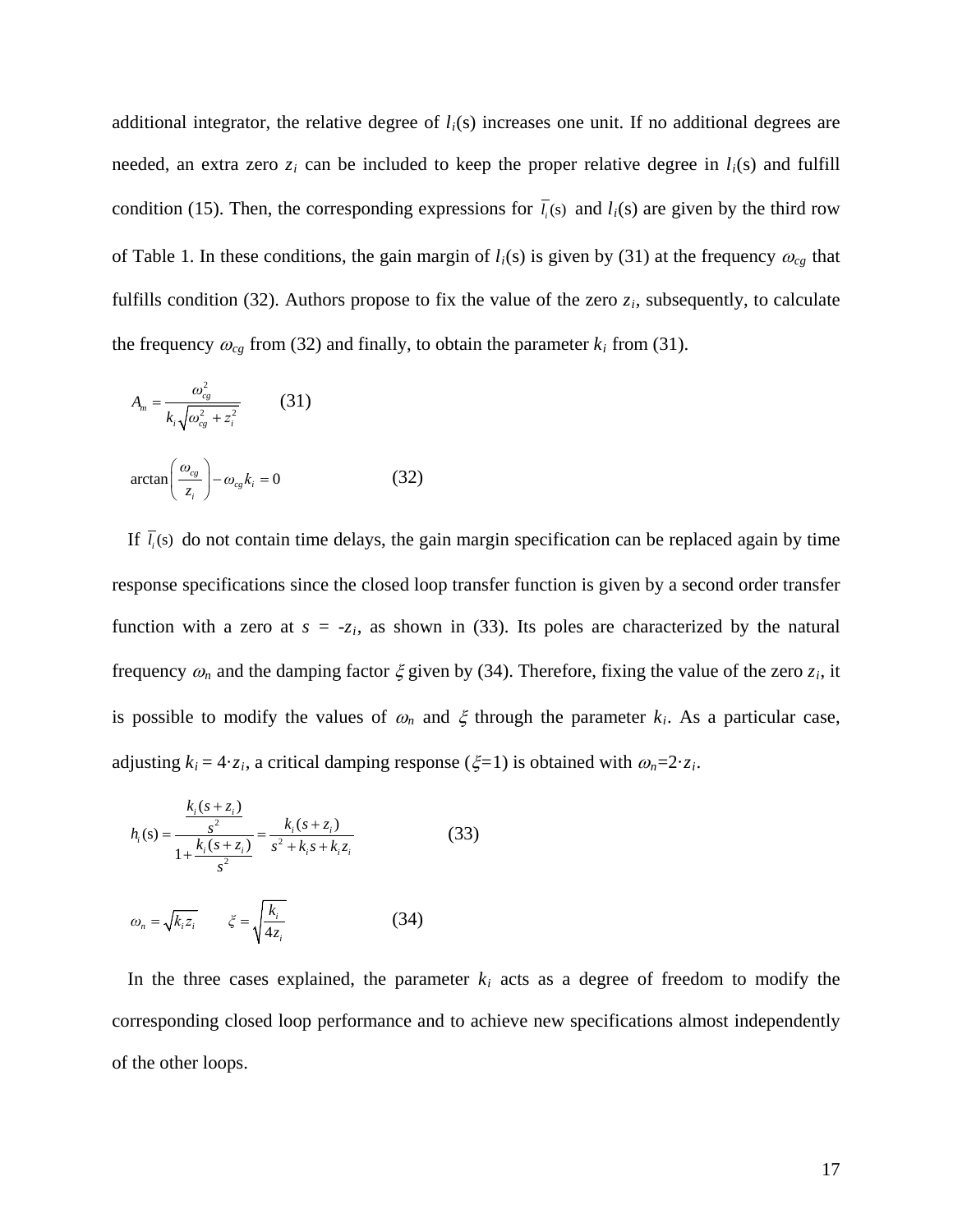additional integrator, the relative degree of $l_i$(s) increases one unit. If no additional degrees are needed, an extra zero $z_i$ can be included to keep the proper relative degree in $l_i$(s) and fulfill condition (15). Then, the corresponding expressions for $\bar{l}_i(s)$ and $l_i$(s) are given by the third row of Table 1. In these conditions, the gain margin of $l_i$(s) is given by (31) at the frequency $\omega_{cg}$ that fulfills condition (32). Authors propose to fix the value of the zero $z_i$, subsequently, to calculate the frequency $\omega_{cg}$ from (32) and finally, to obtain the parameter $k_i$ from (31).

$$A_m = \frac{\omega_{cg}^2}{k_i \sqrt{\omega_{cg}^2 + z_i^2}} \qquad (31)$$

$$\arctan\left(\frac{\omega_{cg}}{z_i}\right) - \omega_{cg} k_i = 0 \qquad (32)$$

If $\bar{l}_i(s)$ do not contain time delays, the gain margin specification can be replaced again by time response specifications since the closed loop transfer function is given by a second order transfer function with a zero at $s = -z_i$, as shown in (33). Its poles are characterized by the natural frequency $\omega_n$ and the damping factor $\xi$ given by (34). Therefore, fixing the value of the zero $z_i$, it is possible to modify the values of $\omega_n$ and $\xi$ through the parameter $k_i$. As a particular case, adjusting $k_i = 4 \cdot z_i$, a critical damping response ($\xi$=1) is obtained with $\omega_n = 2 \cdot z_i$.

$$h_i(s) = \frac{\dfrac{k_i(s+z_i)}{s^2}}{1 + \dfrac{k_i(s+z_i)}{s^2}} = \frac{k_i(s+z_i)}{s^2 + k_i s + k_i z_i} \qquad (33)$$

$$\omega_n = \sqrt{k_i z_i} \qquad \xi = \sqrt{\frac{k_i}{4 z_i}} \qquad (34)$$

In the three cases explained, the parameter $k_i$ acts as a degree of freedom to modify the corresponding closed loop performance and to achieve new specifications almost independently of the other loops.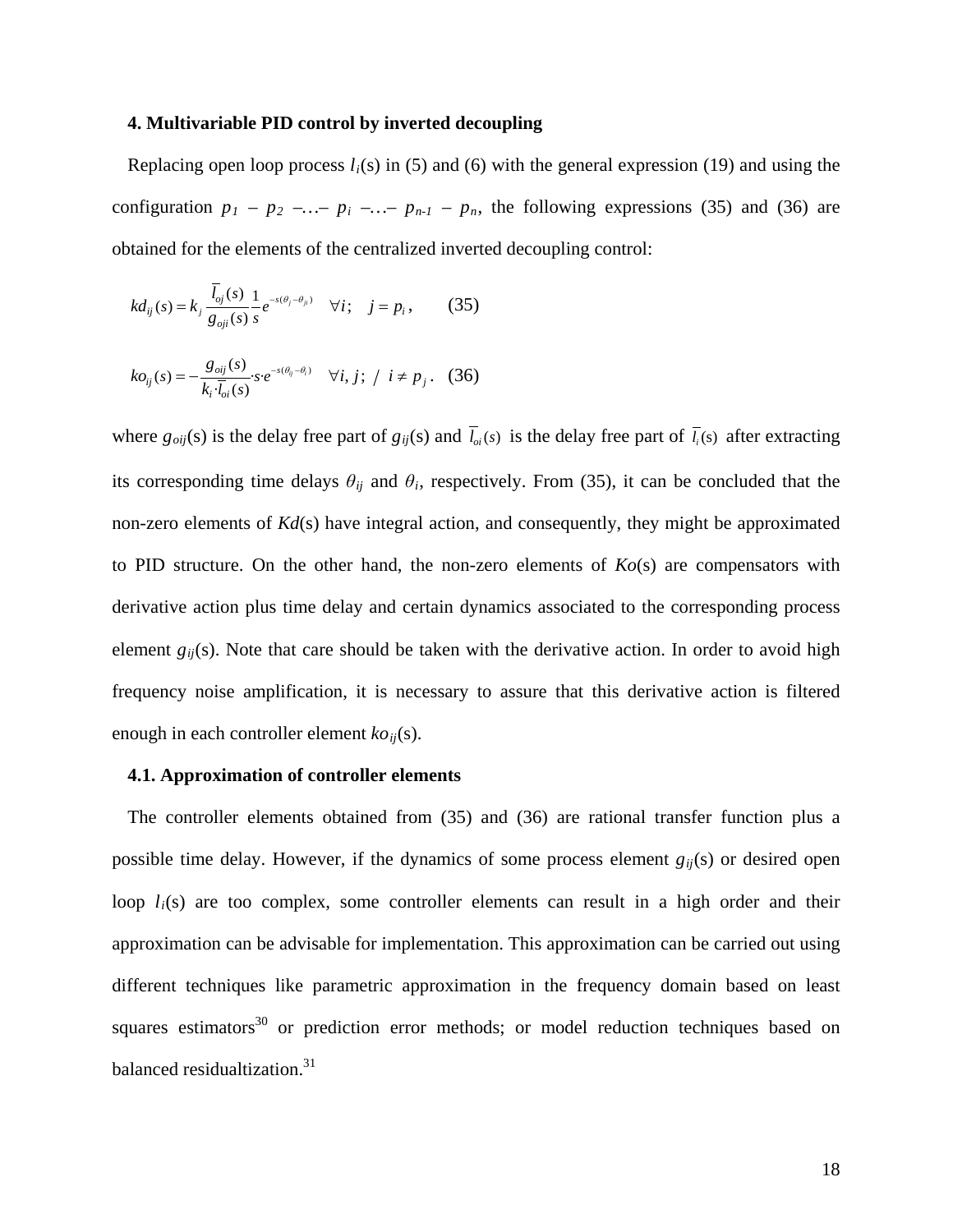## 4. Multivariable PID control by inverted decoupling

Replacing open loop process $l_i(s)$ in (5) and (6) with the general expression (19) and using the configuration $p_1 - p_2 -\ldots- p_i -\ldots- p_{n-1} - p_n$, the following expressions (35) and (36) are obtained for the elements of the centralized inverted decoupling control:

$$kd_{ij}(s) = k_j \frac{\overline{l}_{oj}(s)}{g_{oji}(s)} \frac{1}{s} e^{-s(\theta_j - \theta_{ji})} \quad \forall i; \quad j = p_i, \tag{35}$$

$$ko_{ij}(s) = -\frac{g_{oij}(s)}{k_i \cdot \overline{l}_{oi}(s)} \cdot s \cdot e^{-s(\theta_{ij} - \theta_i)} \quad \forall i, j; \ / \ i \neq p_j. \tag{36}$$

where $g_{oij}(s)$ is the delay free part of $g_{ij}(s)$ and $\overline{l}_{oi}(s)$ is the delay free part of $\overline{l}_i(s)$ after extracting its corresponding time delays $\theta_{ij}$ and $\theta_i$, respectively. From (35), it can be concluded that the non-zero elements of $Kd(s)$ have integral action, and consequently, they might be approximated to PID structure. On the other hand, the non-zero elements of $Ko(s)$ are compensators with derivative action plus time delay and certain dynamics associated to the corresponding process element $g_{ij}(s)$. Note that care should be taken with the derivative action. In order to avoid high frequency noise amplification, it is necessary to assure that this derivative action is filtered enough in each controller element $ko_{ij}(s)$.

### 4.1. Approximation of controller elements

The controller elements obtained from (35) and (36) are rational transfer function plus a possible time delay. However, if the dynamics of some process element $g_{ij}(s)$ or desired open loop $l_i(s)$ are too complex, some controller elements can result in a high order and their approximation can be advisable for implementation. This approximation can be carried out using different techniques like parametric approximation in the frequency domain based on least squares estimators[30] or prediction error methods; or model reduction techniques based on balanced residualtization.[31]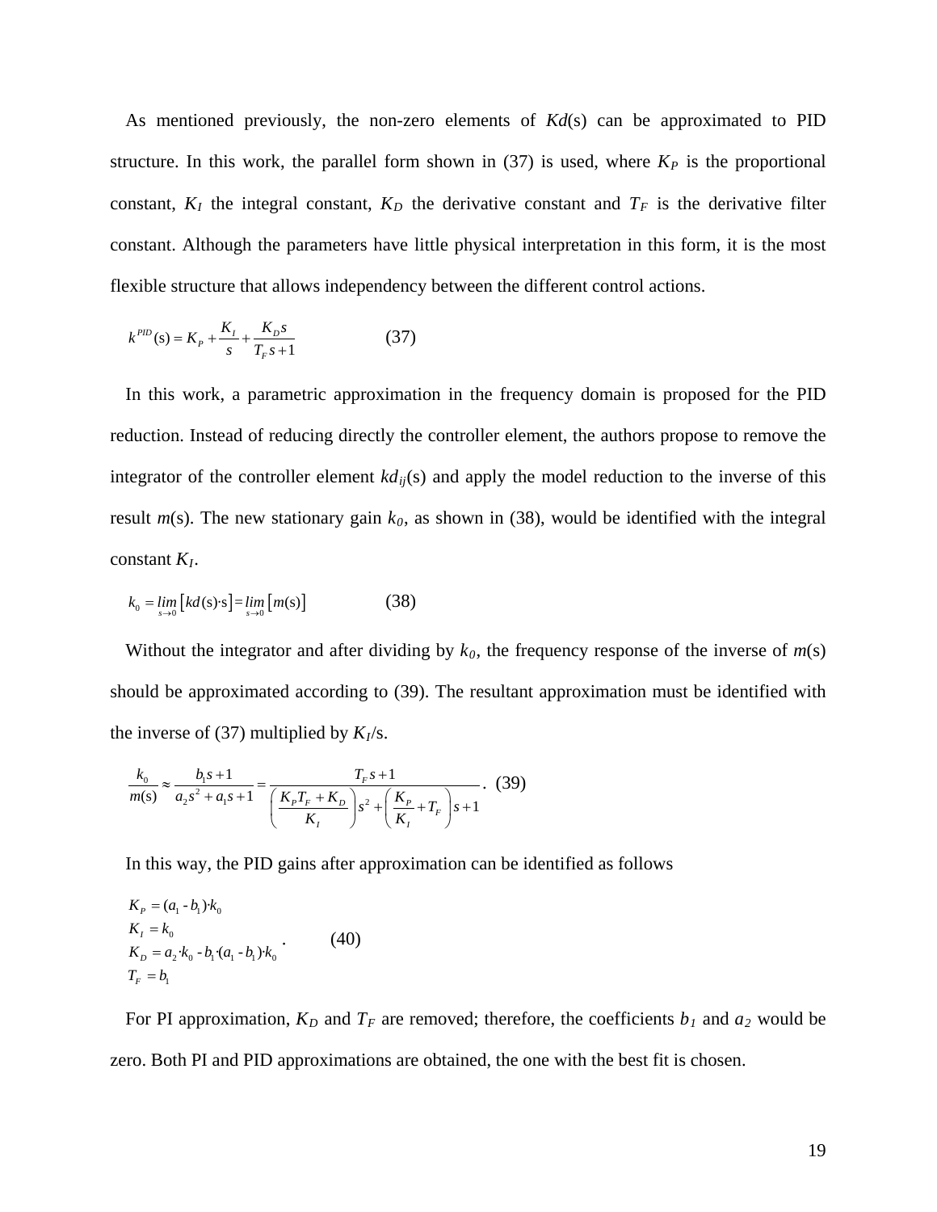As mentioned previously, the non-zero elements of $Kd$(s) can be approximated to PID structure. In this work, the parallel form shown in (37) is used, where $K_P$ is the proportional constant, $K_I$ the integral constant, $K_D$ the derivative constant and $T_F$ is the derivative filter constant. Although the parameters have little physical interpretation in this form, it is the most flexible structure that allows independency between the different control actions.

$$k^{PID}(\mathrm{s}) = K_P + \frac{K_I}{s} + \frac{K_D s}{T_F s + 1} \qquad (37)$$

In this work, a parametric approximation in the frequency domain is proposed for the PID reduction. Instead of reducing directly the controller element, the authors propose to remove the integrator of the controller element $kd_{ij}$(s) and apply the model reduction to the inverse of this result $m$(s). The new stationary gain $k_0$, as shown in (38), would be identified with the integral constant $K_I$.

$$k_0 = \lim_{s \to 0}\left[kd(\mathrm{s})\cdot \mathrm{s}\right] = \lim_{s \to 0}\left[m(\mathrm{s})\right] \qquad (38)$$

Without the integrator and after dividing by $k_0$, the frequency response of the inverse of $m$(s) should be approximated according to (39). The resultant approximation must be identified with the inverse of (37) multiplied by $K_I$/s.

$$\frac{k_0}{m(\mathrm{s})} \approx \frac{b_1 s + 1}{a_2 s^2 + a_1 s + 1} = \frac{T_F s + 1}{\left(\dfrac{K_P T_F + K_D}{K_I}\right) s^2 + \left(\dfrac{K_P}{K_I} + T_F\right) s + 1}. \quad (39)$$

In this way, the PID gains after approximation can be identified as follows

$$\begin{aligned} K_P &= (a_1 - b_1)\cdot k_0 \\ K_I &= k_0 \\ K_D &= a_2\cdot k_0 - b_1\cdot(a_1 - b_1)\cdot k_0 \\ T_F &= b_1 \end{aligned} \quad . \qquad (40)$$

For PI approximation, $K_D$ and $T_F$ are removed; therefore, the coefficients $b_1$ and $a_2$ would be zero. Both PI and PID approximations are obtained, the one with the best fit is chosen.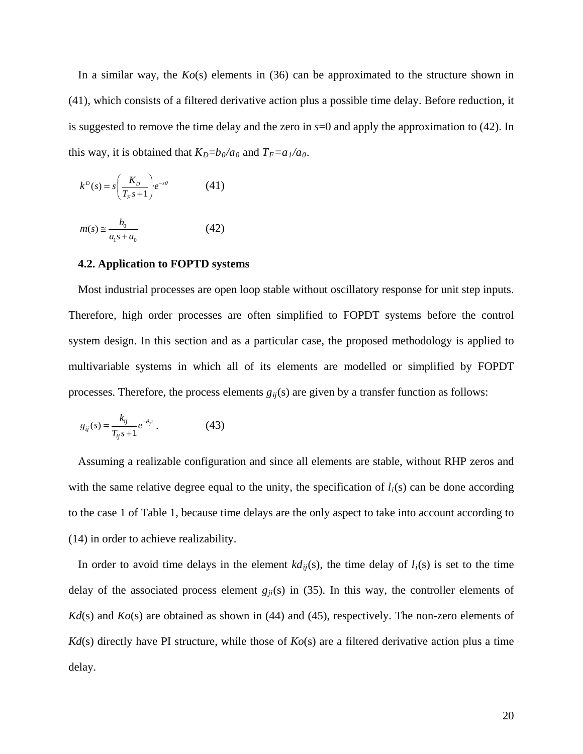In a similar way, the *Ko*(s) elements in (36) can be approximated to the structure shown in (41), which consists of a filtered derivative action plus a possible time delay. Before reduction, it is suggested to remove the time delay and the zero in *s*=0 and apply the approximation to (42). In this way, it is obtained that $K_D=b_0/a_0$ and $T_F=a_1/a_0$.

$$k^D(s) = s\left(\frac{K_D}{T_F s+1}\right)\cdot e^{-s\theta} \qquad (41)$$

$$m(s) \cong \frac{b_0}{a_1 s + a_0} \qquad (42)$$

**4.2. Application to FOPTD systems**

Most industrial processes are open loop stable without oscillatory response for unit step inputs. Therefore, high order processes are often simplified to FOPDT systems before the control system design. In this section and as a particular case, the proposed methodology is applied to multivariable systems in which all of its elements are modelled or simplified by FOPDT processes. Therefore, the process elements $g_{ij}(s)$ are given by a transfer function as follows:

$$g_{ij}(s) = \frac{k_{ij}}{T_{ij}s+1}e^{-\theta_{ij}s}\,. \qquad (43)$$

Assuming a realizable configuration and since all elements are stable, without RHP zeros and with the same relative degree equal to the unity, the specification of $l_i(s)$ can be done according to the case 1 of Table 1, because time delays are the only aspect to take into account according to (14) in order to achieve realizability.

In order to avoid time delays in the element $kd_{ij}(s)$, the time delay of $l_i(s)$ is set to the time delay of the associated process element $g_{ji}(s)$ in (35). In this way, the controller elements of *Kd*(s) and *Ko*(s) are obtained as shown in (44) and (45), respectively. The non-zero elements of *Kd*(s) directly have PI structure, while those of *Ko*(s) are a filtered derivative action plus a time delay.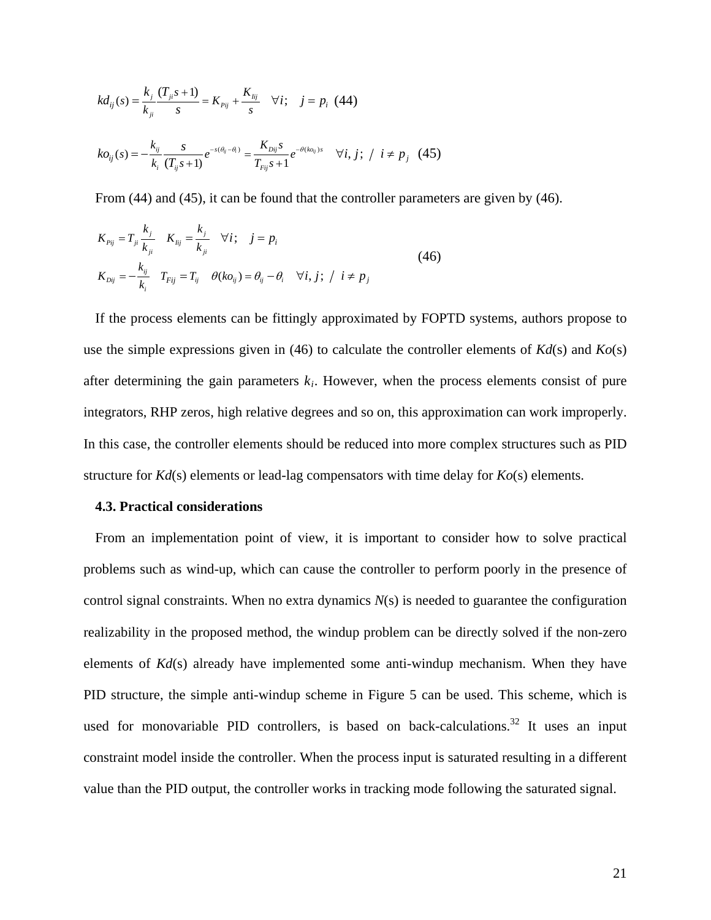$$kd_{ij}(s) = \frac{k_j}{k_{ji}} \frac{(T_{ji}s+1)}{s} = K_{Pij} + \frac{K_{Iij}}{s} \quad \forall i; \quad j = p_i \quad (44)$$

$$ko_{ij}(s) = -\frac{k_{ij}}{k_i} \frac{s}{(T_{ij}s+1)} e^{-s(\theta_{ij}-\theta_i)} = \frac{K_{Dij}s}{T_{Fij}s+1} e^{-\theta(ko_{ij})s} \quad \forall i,j; \ / \ i \neq p_j \quad (45)$$

From (44) and (45), it can be found that the controller parameters are given by (46).

$$\begin{aligned} &K_{Pij} = T_{ji}\frac{k_j}{k_{ji}} \quad K_{Iij} = \frac{k_j}{k_{ji}} \quad \forall i; \quad j = p_i \\ &K_{Dij} = -\frac{k_{ij}}{k_i} \quad T_{Fij} = T_{ij} \quad \theta(ko_{ij}) = \theta_{ij} - \theta_i \quad \forall i,j; \ / \ i \neq p_j \end{aligned} \quad (46)$$

If the process elements can be fittingly approximated by FOPTD systems, authors propose to use the simple expressions given in (46) to calculate the controller elements of *Kd*(s) and *Ko*(s) after determining the gain parameters $k_i$. However, when the process elements consist of pure integrators, RHP zeros, high relative degrees and so on, this approximation can work improperly. In this case, the controller elements should be reduced into more complex structures such as PID structure for *Kd*(s) elements or lead-lag compensators with time delay for *Ko*(s) elements.

**4.3. Practical considerations**

From an implementation point of view, it is important to consider how to solve practical problems such as wind-up, which can cause the controller to perform poorly in the presence of control signal constraints. When no extra dynamics *N*(s) is needed to guarantee the configuration realizability in the proposed method, the windup problem can be directly solved if the non-zero elements of *Kd*(s) already have implemented some anti-windup mechanism. When they have PID structure, the simple anti-windup scheme in Figure 5 can be used. This scheme, which is used for monovariable PID controllers, is based on back-calculations.[32] It uses an input constraint model inside the controller. When the process input is saturated resulting in a different value than the PID output, the controller works in tracking mode following the saturated signal.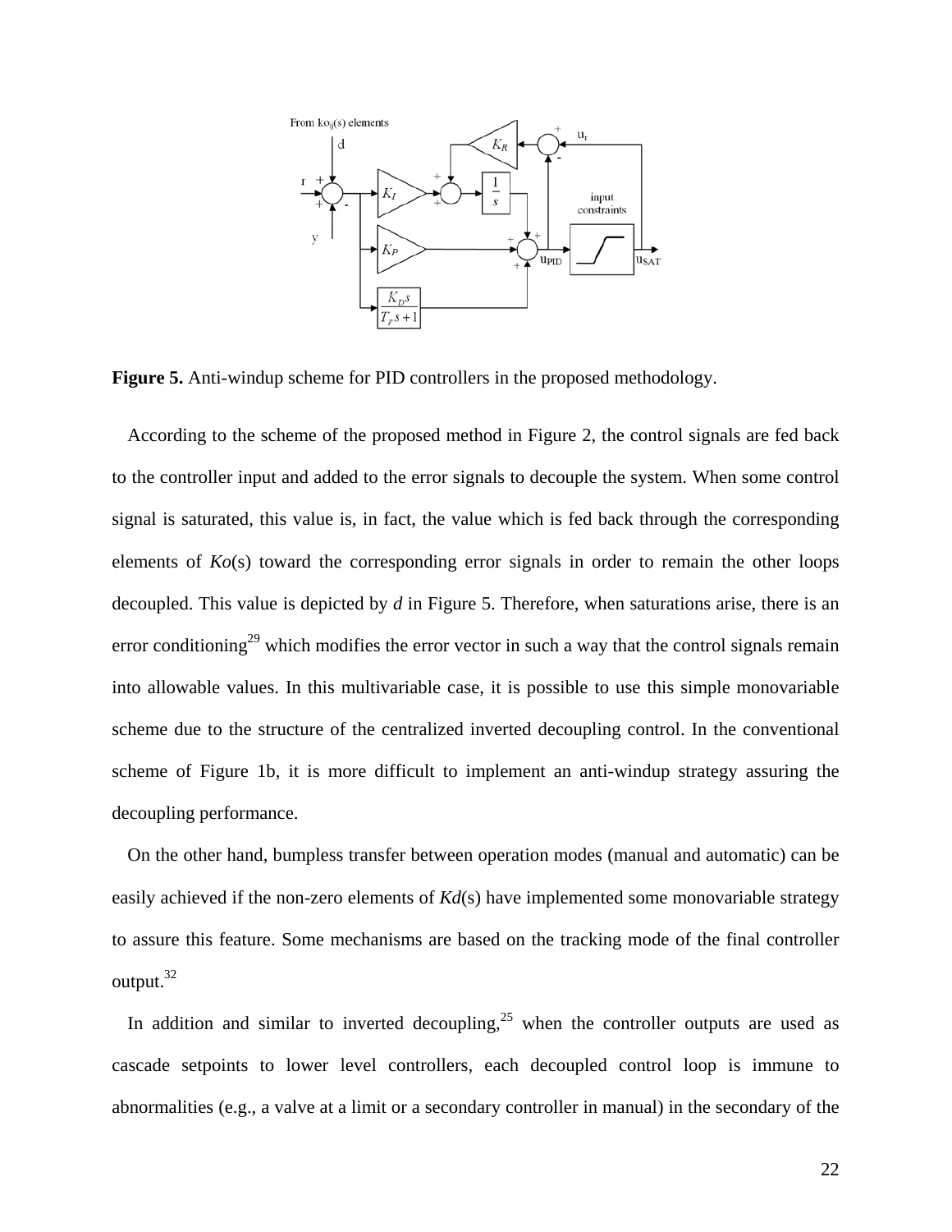**Figure 5.** Anti-windup scheme for PID controllers in the proposed methodology.

According to the scheme of the proposed method in Figure 2, the control signals are fed back to the controller input and added to the error signals to decouple the system. When some control signal is saturated, this value is, in fact, the value which is fed back through the corresponding elements of *Ko*(s) toward the corresponding error signals in order to remain the other loops decoupled. This value is depicted by *d* in Figure 5. Therefore, when saturations arise, there is an error conditioning[29] which modifies the error vector in such a way that the control signals remain into allowable values. In this multivariable case, it is possible to use this simple monovariable scheme due to the structure of the centralized inverted decoupling control. In the conventional scheme of Figure 1b, it is more difficult to implement an anti-windup strategy assuring the decoupling performance.

On the other hand, bumpless transfer between operation modes (manual and automatic) can be easily achieved if the non-zero elements of *Kd*(s) have implemented some monovariable strategy to assure this feature. Some mechanisms are based on the tracking mode of the final controller output.[32]

In addition and similar to inverted decoupling,[25] when the controller outputs are used as cascade setpoints to lower level controllers, each decoupled control loop is immune to abnormalities (e.g., a valve at a limit or a secondary controller in manual) in the secondary of the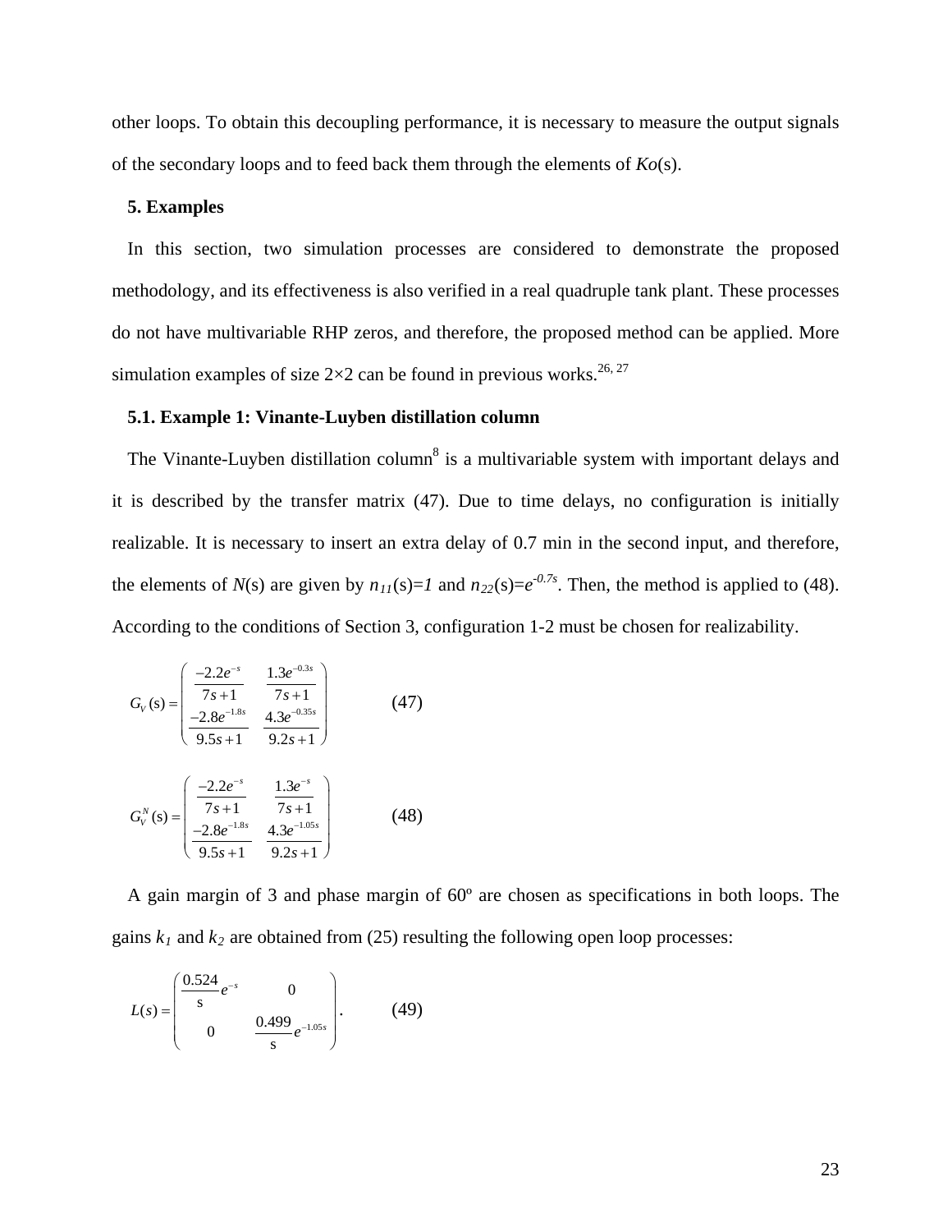other loops. To obtain this decoupling performance, it is necessary to measure the output signals of the secondary loops and to feed back them through the elements of $Ko(s)$.

## 5. Examples

In this section, two simulation processes are considered to demonstrate the proposed methodology, and its effectiveness is also verified in a real quadruple tank plant. These processes do not have multivariable RHP zeros, and therefore, the proposed method can be applied. More simulation examples of size 2×2 can be found in previous works.[26, 27]

### 5.1. Example 1: Vinante-Luyben distillation column

The Vinante-Luyben distillation column[8] is a multivariable system with important delays and it is described by the transfer matrix (47). Due to time delays, no configuration is initially realizable. It is necessary to insert an extra delay of 0.7 min in the second input, and therefore, the elements of $N(s)$ are given by $n_{11}(s)=1$ and $n_{22}(s)=e^{-0.7s}$. Then, the method is applied to (48). According to the conditions of Section 3, configuration 1-2 must be chosen for realizability.

$$G_V(s) = \begin{pmatrix} \dfrac{-2.2e^{-s}}{7s+1} & \dfrac{1.3e^{-0.3s}}{7s+1} \\ \dfrac{-2.8e^{-1.8s}}{9.5s+1} & \dfrac{4.3e^{-0.35s}}{9.2s+1} \end{pmatrix} \qquad (47)$$

$$G_V^N(s) = \begin{pmatrix} \dfrac{-2.2e^{-s}}{7s+1} & \dfrac{1.3e^{-s}}{7s+1} \\ \dfrac{-2.8e^{-1.8s}}{9.5s+1} & \dfrac{4.3e^{-1.05s}}{9.2s+1} \end{pmatrix} \qquad (48)$$

A gain margin of 3 and phase margin of 60º are chosen as specifications in both loops. The gains $k_1$ and $k_2$ are obtained from (25) resulting the following open loop processes:

$$L(s) = \begin{pmatrix} \dfrac{0.524}{s}e^{-s} & 0 \\ 0 & \dfrac{0.499}{s}e^{-1.05s} \end{pmatrix}. \qquad (49)$$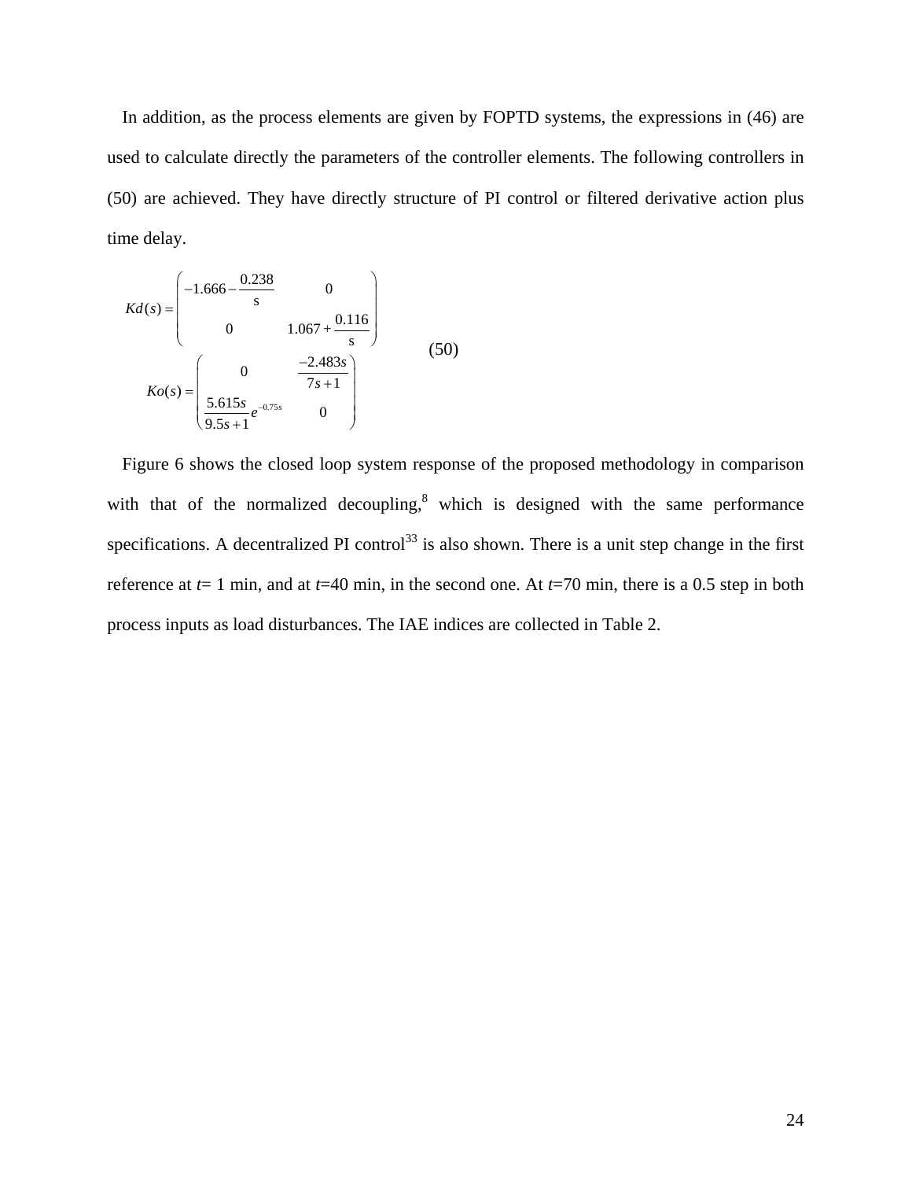In addition, as the process elements are given by FOPTD systems, the expressions in (46) are used to calculate directly the parameters of the controller elements. The following controllers in (50) are achieved. They have directly structure of PI control or filtered derivative action plus time delay.

$$
\begin{aligned}
Kd(s) &= \begin{pmatrix} -1.666 - \dfrac{0.238}{s} & 0 \\ 0 & 1.067 + \dfrac{0.116}{s} \end{pmatrix} \\
Ko(s) &= \begin{pmatrix} 0 & \dfrac{-2.483s}{7s+1} \\ \dfrac{5.615s}{9.5s+1} e^{-0.75s} & 0 \end{pmatrix}
\end{aligned}
\qquad (50)
$$

Figure 6 shows the closed loop system response of the proposed methodology in comparison with that of the normalized decoupling,[8] which is designed with the same performance specifications. A decentralized PI control[33] is also shown. There is a unit step change in the first reference at $t$= 1 min, and at $t$=40 min, in the second one. At $t$=70 min, there is a 0.5 step in both process inputs as load disturbances. The IAE indices are collected in Table 2.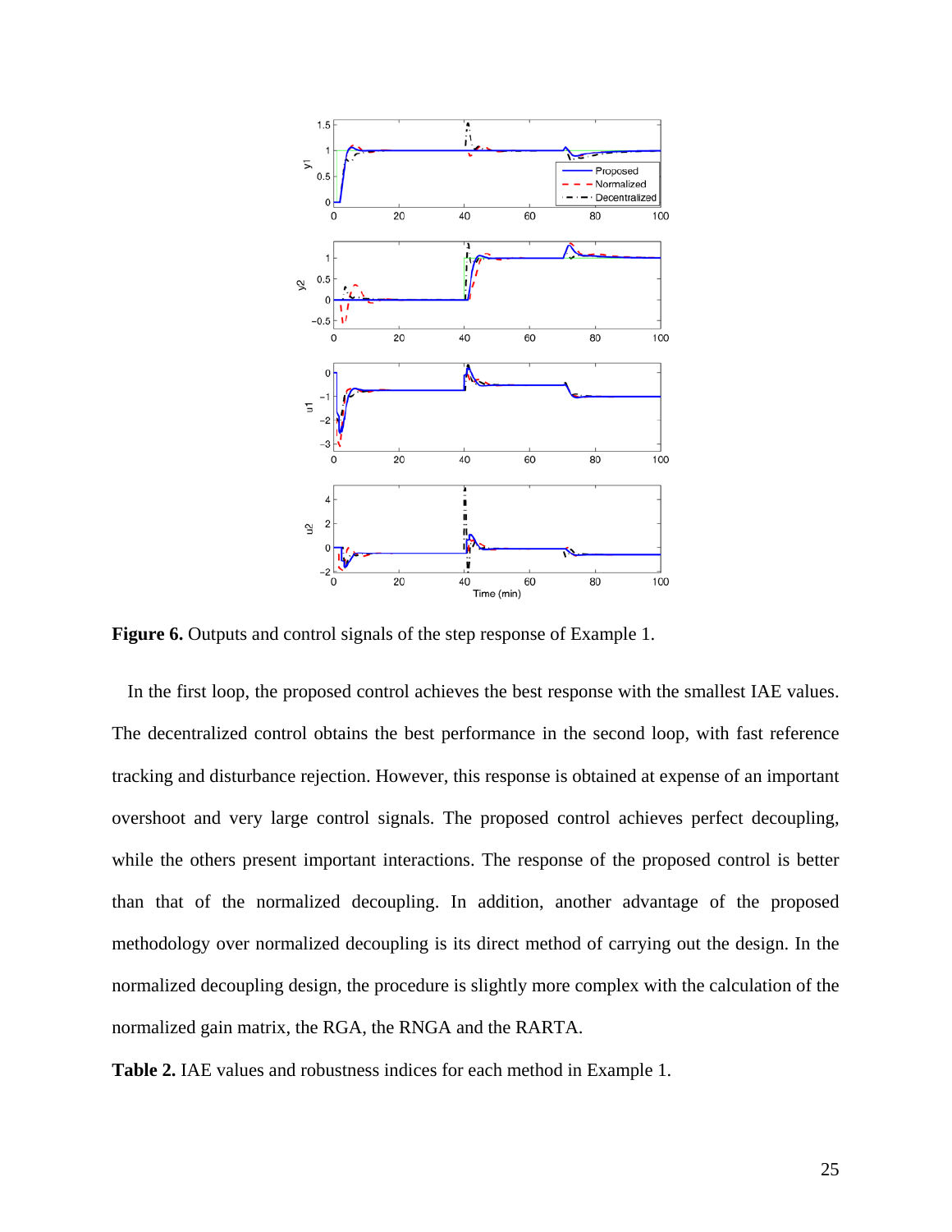**Figure 6.** Outputs and control signals of the step response of Example 1.

In the first loop, the proposed control achieves the best response with the smallest IAE values. The decentralized control obtains the best performance in the second loop, with fast reference tracking and disturbance rejection. However, this response is obtained at expense of an important overshoot and very large control signals. The proposed control achieves perfect decoupling, while the others present important interactions. The response of the proposed control is better than that of the normalized decoupling. In addition, another advantage of the proposed methodology over normalized decoupling is its direct method of carrying out the design. In the normalized decoupling design, the procedure is slightly more complex with the calculation of the normalized gain matrix, the RGA, the RNGA and the RARTA.

**Table 2.** IAE values and robustness indices for each method in Example 1.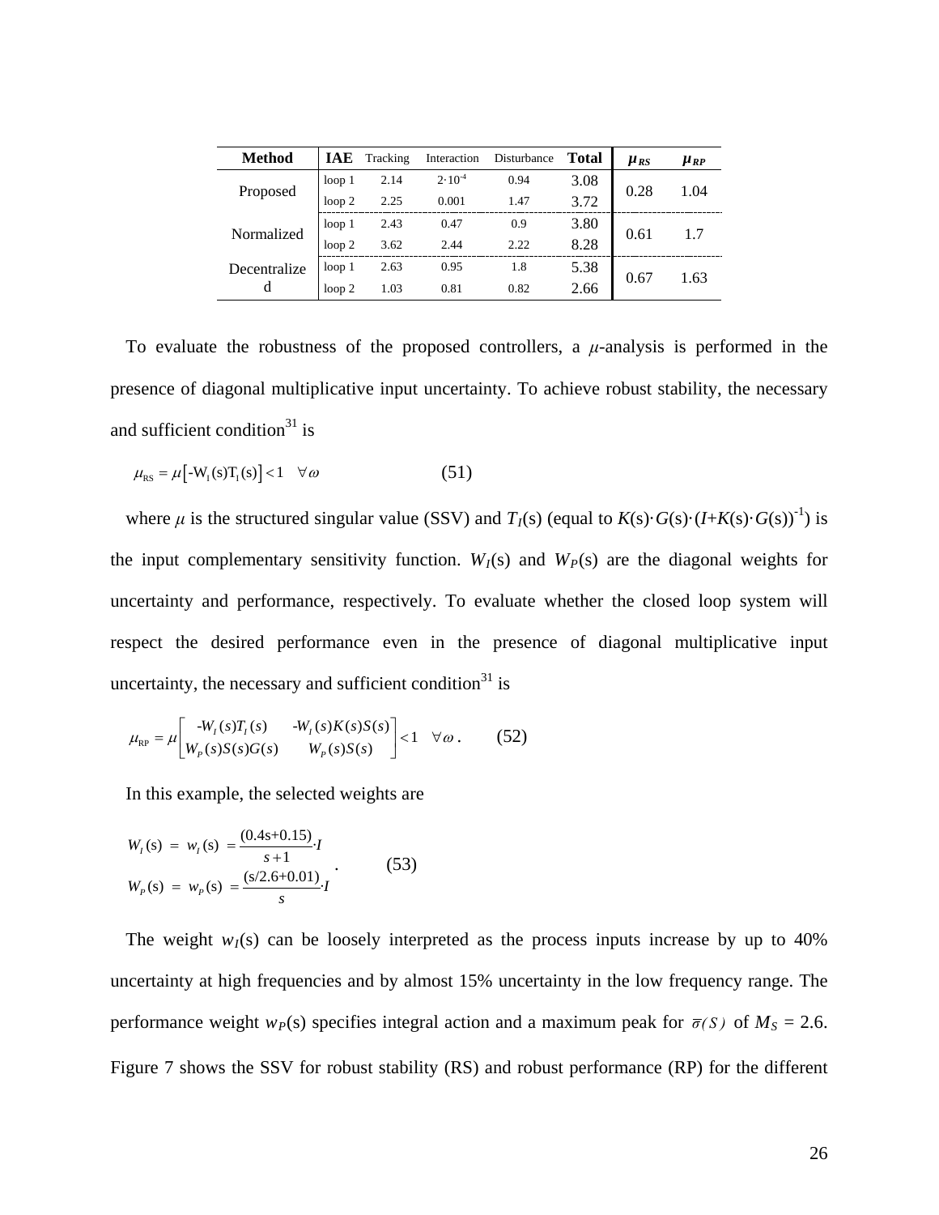| Method | IAE | Tracking | Interaction | Disturbance | Total | $\mu_{RS}$ | $\mu_{RP}$ |
|---|---|---|---|---|---|---|---|
| Proposed | loop 1 | 2.14 | $2{\cdot}10^{-4}$ | 0.94 | 3.08 | 0.28 | 1.04 |
| | loop 2 | 2.25 | 0.001 | 1.47 | 3.72 | | |
| Normalized | loop 1 | 2.43 | 0.47 | 0.9 | 3.80 | 0.61 | 1.7 |
| | loop 2 | 3.62 | 2.44 | 2.22 | 8.28 | | |
| Decentralized | loop 1 | 2.63 | 0.95 | 1.8 | 5.38 | 0.67 | 1.63 |
| | loop 2 | 1.03 | 0.81 | 0.82 | 2.66 | | |

To evaluate the robustness of the proposed controllers, a $\mu$-analysis is performed in the presence of diagonal multiplicative input uncertainty. To achieve robust stability, the necessary and sufficient condition[31] is

$$\mu_{RS} = \mu\left[-W_I(s)T_I(s)\right] < 1 \quad \forall\omega \qquad (51)$$

where $\mu$ is the structured singular value (SSV) and $T_I(s)$ (equal to $K(s){\cdot}G(s){\cdot}(I+K(s){\cdot}G(s))^{-1}$) is the input complementary sensitivity function. $W_I(s)$ and $W_P(s)$ are the diagonal weights for uncertainty and performance, respectively. To evaluate whether the closed loop system will respect the desired performance even in the presence of diagonal multiplicative input uncertainty, the necessary and sufficient condition[31] is

$$\mu_{RP} = \mu\begin{bmatrix} -W_I(s)T_I(s) & -W_I(s)K(s)S(s) \\ W_P(s)S(s)G(s) & W_P(s)S(s) \end{bmatrix} < 1 \quad \forall\omega\,. \qquad (52)$$

In this example, the selected weights are

$$\begin{aligned} W_I(s) &= w_I(s) = \frac{(0.4s+0.15)}{s+1}{\cdot}I \\ W_P(s) &= w_P(s) = \frac{(s/2.6+0.01)}{s}{\cdot}I \end{aligned}\,. \qquad (53)$$

The weight $w_I(s)$ can be loosely interpreted as the process inputs increase by up to 40% uncertainty at high frequencies and by almost 15% uncertainty in the low frequency range. The performance weight $w_P(s)$ specifies integral action and a maximum peak for $\bar{\sigma}(S)$ of $M_S$ = 2.6. Figure 7 shows the SSV for robust stability (RS) and robust performance (RP) for the different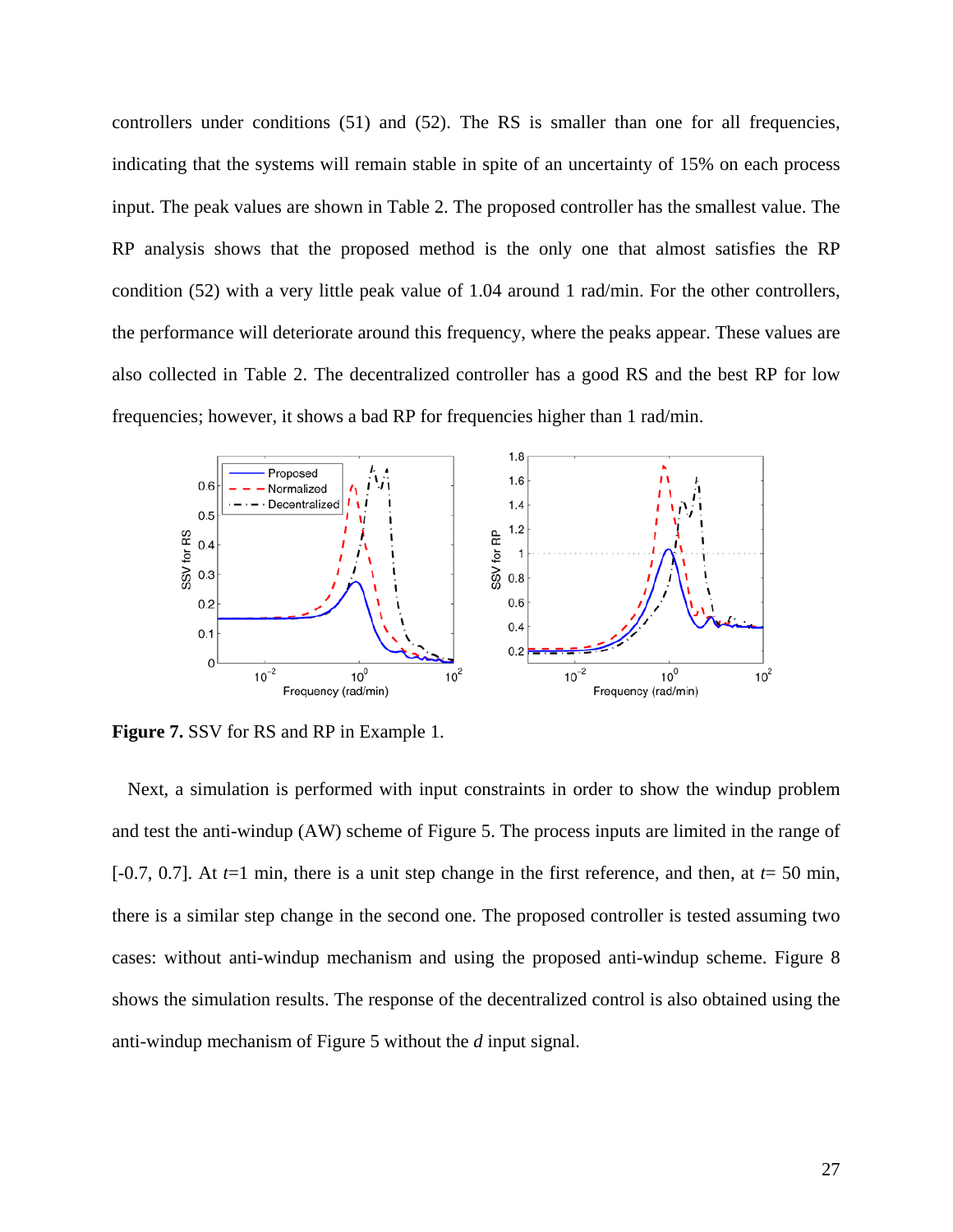controllers under conditions (51) and (52). The RS is smaller than one for all frequencies, indicating that the systems will remain stable in spite of an uncertainty of 15% on each process input. The peak values are shown in Table 2. The proposed controller has the smallest value. The RP analysis shows that the proposed method is the only one that almost satisfies the RP condition (52) with a very little peak value of 1.04 around 1 rad/min. For the other controllers, the performance will deteriorate around this frequency, where the peaks appear. These values are also collected in Table 2. The decentralized controller has a good RS and the best RP for low frequencies; however, it shows a bad RP for frequencies higher than 1 rad/min.

**Figure 7.** SSV for RS and RP in Example 1.

Next, a simulation is performed with input constraints in order to show the windup problem and test the anti-windup (AW) scheme of Figure 5. The process inputs are limited in the range of [-0.7, 0.7]. At $t$=1 min, there is a unit step change in the first reference, and then, at $t$= 50 min, there is a similar step change in the second one. The proposed controller is tested assuming two cases: without anti-windup mechanism and using the proposed anti-windup scheme. Figure 8 shows the simulation results. The response of the decentralized control is also obtained using the anti-windup mechanism of Figure 5 without the $d$ input signal.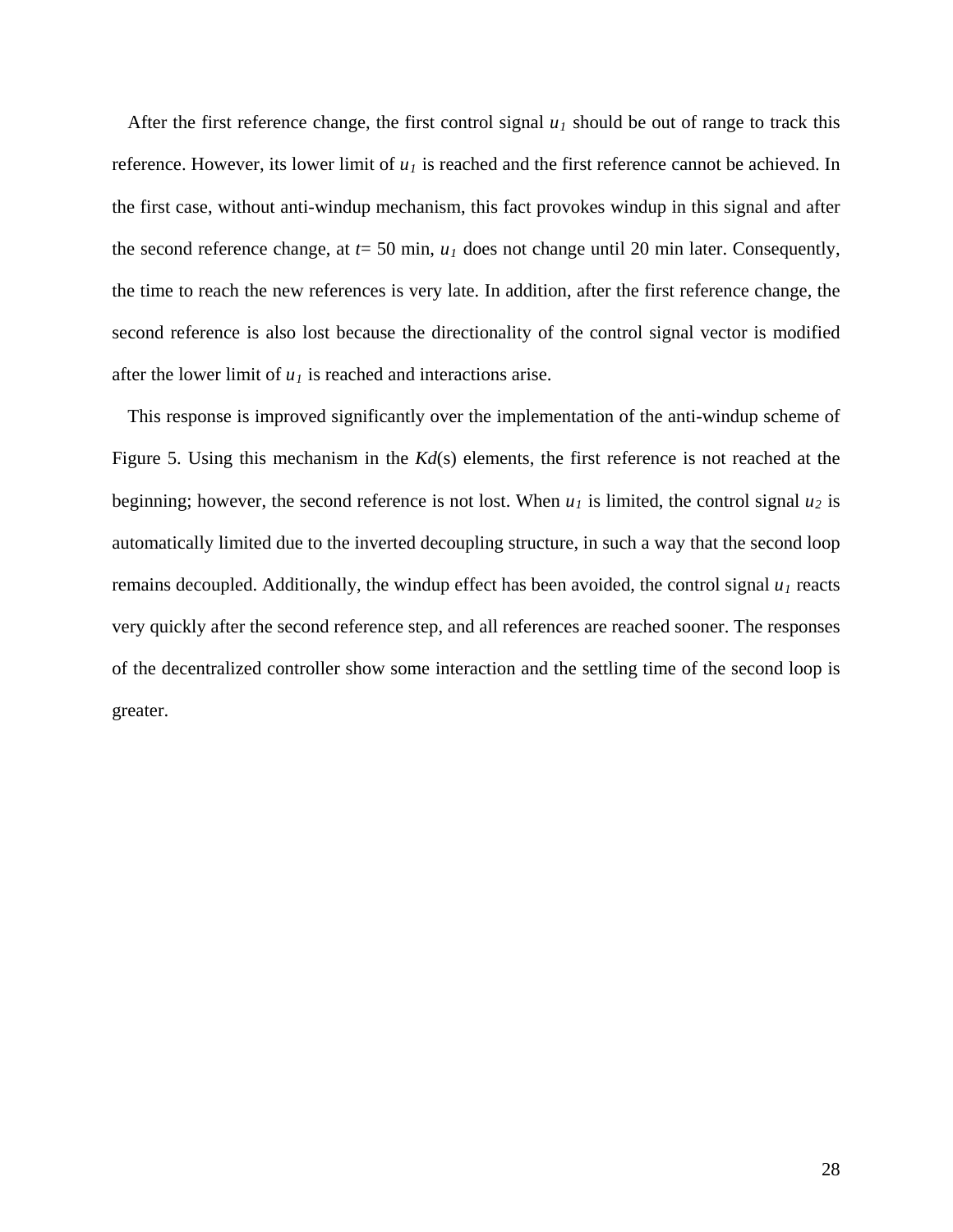After the first reference change, the first control signal $u_1$ should be out of range to track this reference. However, its lower limit of $u_1$ is reached and the first reference cannot be achieved. In the first case, without anti-windup mechanism, this fact provokes windup in this signal and after the second reference change, at $t$= 50 min, $u_1$ does not change until 20 min later. Consequently, the time to reach the new references is very late. In addition, after the first reference change, the second reference is also lost because the directionality of the control signal vector is modified after the lower limit of $u_1$ is reached and interactions arise.

This response is improved significantly over the implementation of the anti-windup scheme of Figure 5. Using this mechanism in the $Kd(s)$ elements, the first reference is not reached at the beginning; however, the second reference is not lost. When $u_1$ is limited, the control signal $u_2$ is automatically limited due to the inverted decoupling structure, in such a way that the second loop remains decoupled. Additionally, the windup effect has been avoided, the control signal $u_1$ reacts very quickly after the second reference step, and all references are reached sooner. The responses of the decentralized controller show some interaction and the settling time of the second loop is greater.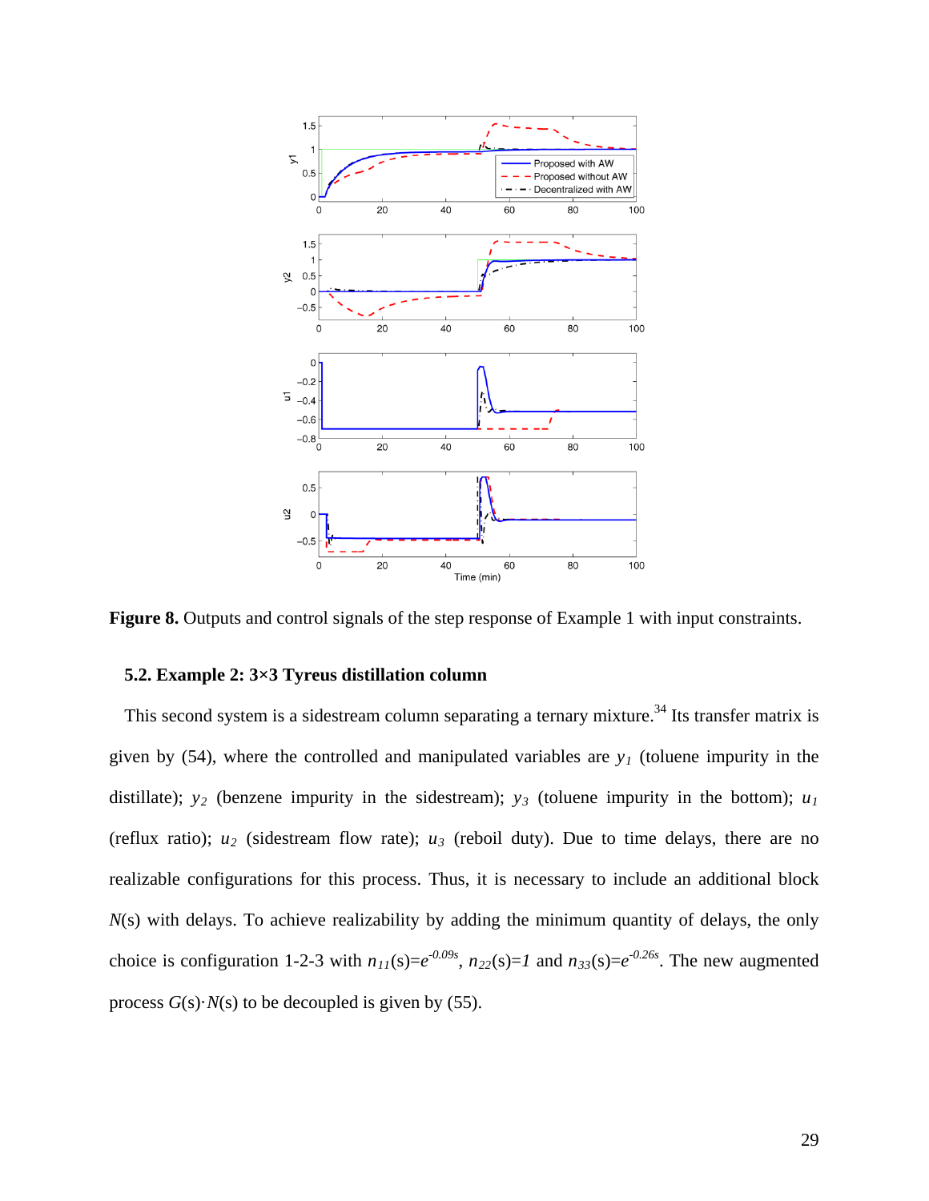**Figure 8.** Outputs and control signals of the step response of Example 1 with input constraints.

### 5.2. Example 2: 3×3 Tyreus distillation column

This second system is a sidestream column separating a ternary mixture.[34] Its transfer matrix is given by (54), where the controlled and manipulated variables are $y_1$ (toluene impurity in the distillate); $y_2$ (benzene impurity in the sidestream); $y_3$ (toluene impurity in the bottom); $u_1$ (reflux ratio); $u_2$ (sidestream flow rate); $u_3$ (reboil duty). Due to time delays, there are no realizable configurations for this process. Thus, it is necessary to include an additional block $N(s)$ with delays. To achieve realizability by adding the minimum quantity of delays, the only choice is configuration 1-2-3 with $n_{11}(s)=e^{-0.09s}$, $n_{22}(s)=1$ and $n_{33}(s)=e^{-0.26s}$. The new augmented process $G(s)\cdot N(s)$ to be decoupled is given by (55).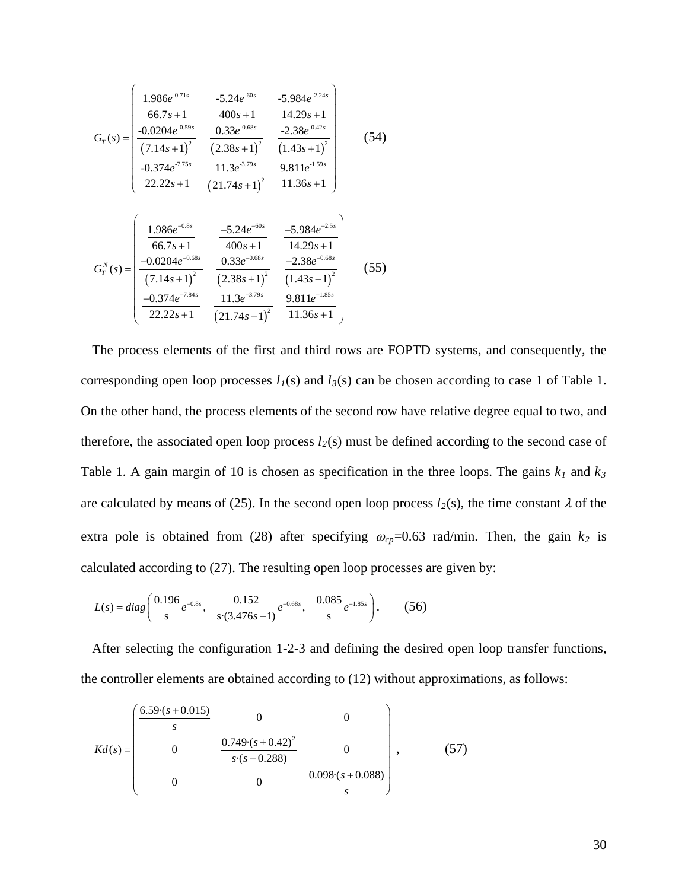$$
G_T(s) = \begin{pmatrix} \dfrac{1.986e^{-0.71s}}{66.7s+1} & \dfrac{-5.24e^{-60s}}{400s+1} & \dfrac{-5.984e^{-2.24s}}{14.29s+1} \\ \dfrac{-0.0204e^{-0.59s}}{\left(7.14s+1\right)^2} & \dfrac{0.33e^{-0.68s}}{\left(2.38s+1\right)^2} & \dfrac{-2.38e^{-0.42s}}{\left(1.43s+1\right)^2} \\ \dfrac{-0.374e^{-7.75s}}{22.22s+1} & \dfrac{11.3e^{-3.79s}}{\left(21.74s+1\right)^2} & \dfrac{9.811e^{-1.59s}}{11.36s+1} \end{pmatrix} \qquad (54)
$$

$$
G_T^N(s) = \begin{pmatrix} \dfrac{1.986e^{-0.8s}}{66.7s+1} & \dfrac{-5.24e^{-60s}}{400s+1} & \dfrac{-5.984e^{-2.5s}}{14.29s+1} \\ \dfrac{-0.0204e^{-0.68s}}{\left(7.14s+1\right)^2} & \dfrac{0.33e^{-0.68s}}{\left(2.38s+1\right)^2} & \dfrac{-2.38e^{-0.68s}}{\left(1.43s+1\right)^2} \\ \dfrac{-0.374e^{-7.84s}}{22.22s+1} & \dfrac{11.3e^{-3.79s}}{\left(21.74s+1\right)^2} & \dfrac{9.811e^{-1.85s}}{11.36s+1} \end{pmatrix} \qquad (55)
$$

The process elements of the first and third rows are FOPTD systems, and consequently, the corresponding open loop processes $l_1(s)$ and $l_3(s)$ can be chosen according to case 1 of Table 1. On the other hand, the process elements of the second row have relative degree equal to two, and therefore, the associated open loop process $l_2(s)$ must be defined according to the second case of Table 1. A gain margin of 10 is chosen as specification in the three loops. The gains $k_1$ and $k_3$ are calculated by means of (25). In the second open loop process $l_2(s)$, the time constant $\lambda$ of the extra pole is obtained from (28) after specifying $\omega_{cp}$=0.63 rad/min. Then, the gain $k_2$ is calculated according to (27). The resulting open loop processes are given by:

$$
L(s) = diag\left( \frac{0.196}{s}e^{-0.8s}, \quad \frac{0.152}{s\cdot(3.476s+1)}e^{-0.68s}, \quad \frac{0.085}{s}e^{-1.85s} \right). \qquad (56)
$$

After selecting the configuration 1-2-3 and defining the desired open loop transfer functions, the controller elements are obtained according to (12) without approximations, as follows:

$$
Kd(s) = \begin{pmatrix} \dfrac{6.59\cdot(s+0.015)}{s} & 0 & 0 \\ 0 & \dfrac{0.749\cdot(s+0.42)^2}{s\cdot(s+0.288)} & 0 \\ 0 & 0 & \dfrac{0.098\cdot(s+0.088)}{s} \end{pmatrix}, \qquad (57)
$$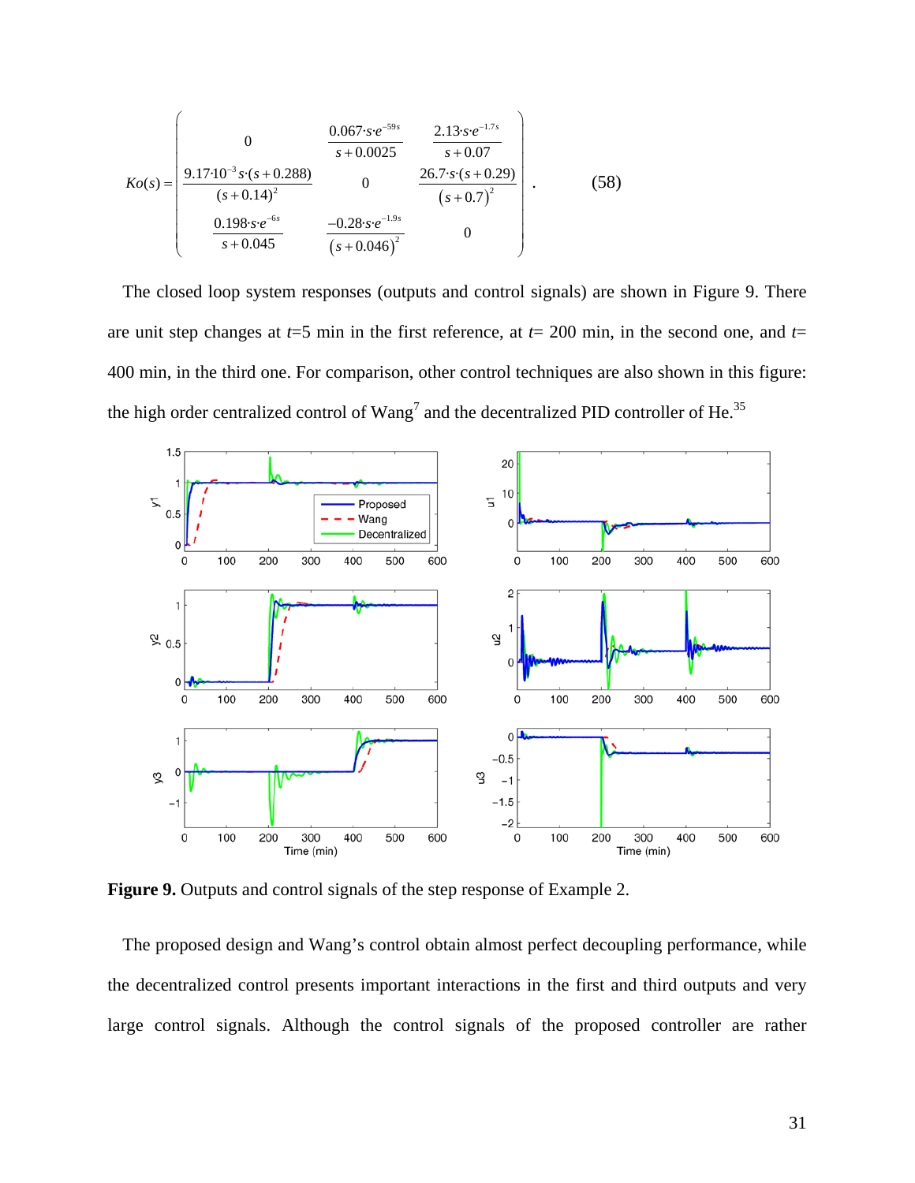$$
Ko(s) = \begin{pmatrix} 0 & \dfrac{0.067 \cdot s \cdot e^{-59s}}{s+0.0025} & \dfrac{2.13 \cdot s \cdot e^{-1.7s}}{s+0.07} \\ \dfrac{9.17 \cdot 10^{-3} s \cdot (s+0.288)}{(s+0.14)^2} & 0 & \dfrac{26.7 \cdot s \cdot (s+0.29)}{(s+0.7)^2} \\ \dfrac{0.198 \cdot s \cdot e^{-6s}}{s+0.045} & \dfrac{-0.28 \cdot s \cdot e^{-1.9s}}{(s+0.046)^2} & 0 \end{pmatrix}. \qquad (58)
$$

The closed loop system responses (outputs and control signals) are shown in Figure 9. There are unit step changes at $t$=5 min in the first reference, at $t$= 200 min, in the second one, and $t$= 400 min, in the third one. For comparison, other control techniques are also shown in this figure: the high order centralized control of Wang[7] and the decentralized PID controller of He.[35]

**Figure 9.** Outputs and control signals of the step response of Example 2.

The proposed design and Wang's control obtain almost perfect decoupling performance, while the decentralized control presents important interactions in the first and third outputs and very large control signals. Although the control signals of the proposed controller are rather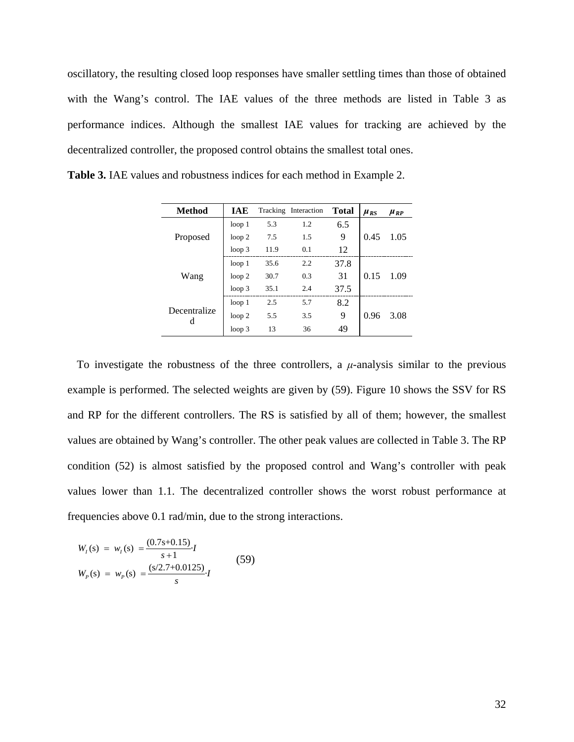oscillatory, the resulting closed loop responses have smaller settling times than those of obtained with the Wang's control. The IAE values of the three methods are listed in Table 3 as performance indices. Although the smallest IAE values for tracking are achieved by the decentralized controller, the proposed control obtains the smallest total ones.

**Table 3.** IAE values and robustness indices for each method in Example 2.

| Method | IAE | Tracking | Interaction | Total | $\mu_{RS}$ | $\mu_{RP}$ |
|---|---|---|---|---|---|---|
| Proposed | loop 1 | 5.3 | 1.2 | 6.5 | 0.45 | 1.05 |
| | loop 2 | 7.5 | 1.5 | 9 | | |
| | loop 3 | 11.9 | 0.1 | 12 | | |
| Wang | loop 1 | 35.6 | 2.2 | 37.8 | 0.15 | 1.09 |
| | loop 2 | 30.7 | 0.3 | 31 | | |
| | loop 3 | 35.1 | 2.4 | 37.5 | | |
| Decentralized | loop 1 | 2.5 | 5.7 | 8.2 | 0.96 | 3.08 |
| | loop 2 | 5.5 | 3.5 | 9 | | |
| | loop 3 | 13 | 36 | 49 | | |

To investigate the robustness of the three controllers, a $\mu$-analysis similar to the previous example is performed. The selected weights are given by (59). Figure 10 shows the SSV for RS and RP for the different controllers. The RS is satisfied by all of them; however, the smallest values are obtained by Wang's controller. The other peak values are collected in Table 3. The RP condition (52) is almost satisfied by the proposed control and Wang's controller with peak values lower than 1.1. The decentralized controller shows the worst robust performance at frequencies above 0.1 rad/min, due to the strong interactions.

$$
\begin{aligned}
W_I(s) &= w_I(s) = \frac{(0.7s+0.15)}{s+1} \cdot I \\
W_P(s) &= w_P(s) = \frac{(s/2.7+0.0125)}{s} \cdot I
\end{aligned}
\qquad (59)
$$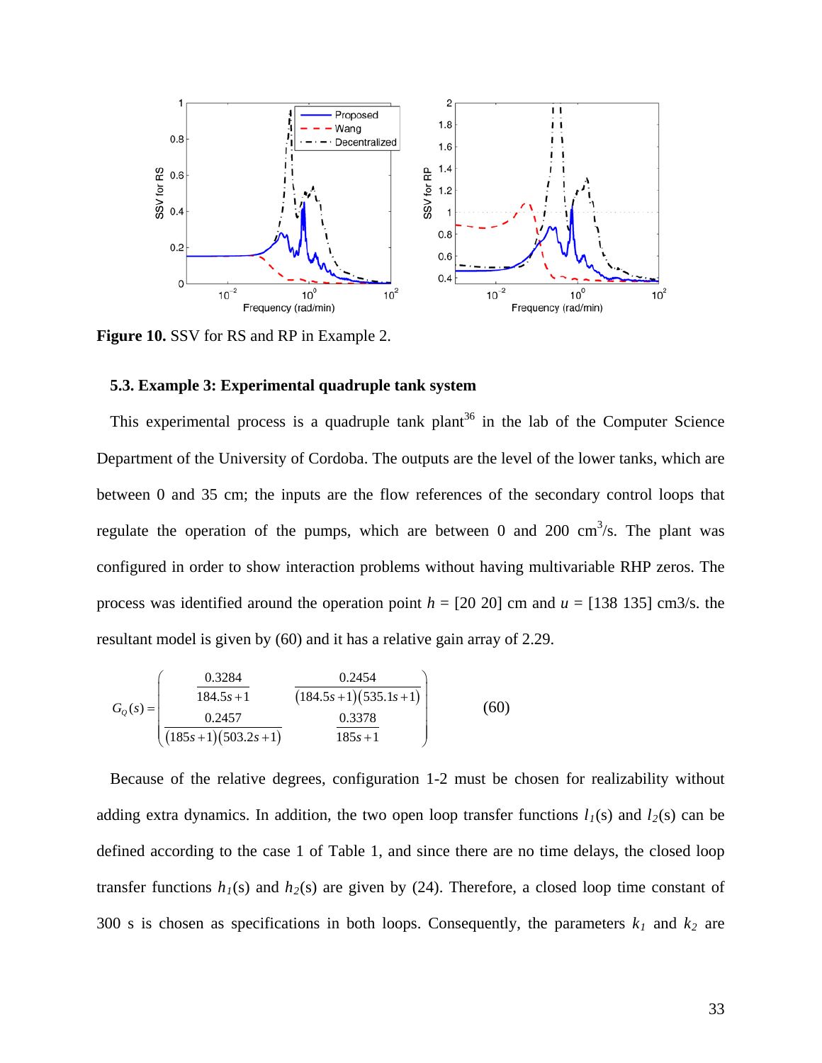Figure 10. SSV for RS and RP in Example 2.

### 5.3. Example 3: Experimental quadruple tank system

This experimental process is a quadruple tank plant[36] in the lab of the Computer Science Department of the University of Cordoba. The outputs are the level of the lower tanks, which are between 0 and 35 cm; the inputs are the flow references of the secondary control loops that regulate the operation of the pumps, which are between 0 and 200 cm$^3$/s. The plant was configured in order to show interaction problems without having multivariable RHP zeros. The process was identified around the operation point $h$ = [20 20] cm and $u$ = [138 135] cm3/s. the resultant model is given by (60) and it has a relative gain array of 2.29.

$$G_Q(s) = \begin{pmatrix} \dfrac{0.3284}{184.5s+1} & \dfrac{0.2454}{(184.5s+1)(535.1s+1)} \\ \dfrac{0.2457}{(185s+1)(503.2s+1)} & \dfrac{0.3378}{185s+1} \end{pmatrix} \qquad (60)$$

Because of the relative degrees, configuration 1-2 must be chosen for realizability without adding extra dynamics. In addition, the two open loop transfer functions $l_1(s)$ and $l_2(s)$ can be defined according to the case 1 of Table 1, and since there are no time delays, the closed loop transfer functions $h_1(s)$ and $h_2(s)$ are given by (24). Therefore, a closed loop time constant of 300 s is chosen as specifications in both loops. Consequently, the parameters $k_1$ and $k_2$ are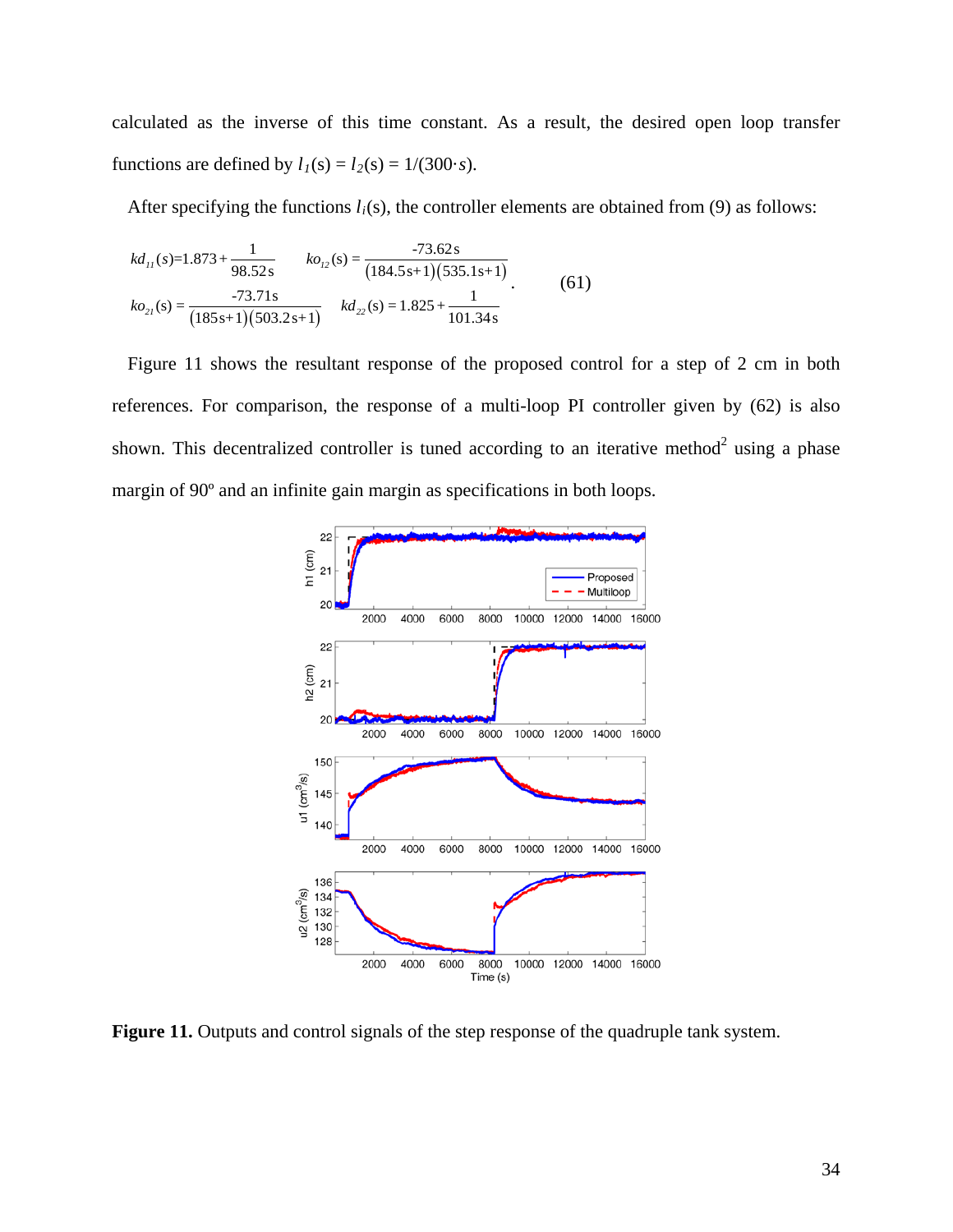calculated as the inverse of this time constant. As a result, the desired open loop transfer functions are defined by $l_1(s) = l_2(s) = 1/(300\cdot s)$.

After specifying the functions $l_i(s)$, the controller elements are obtained from (9) as follows:

$$
\begin{aligned}
&kd_{11}(s)=1.873+\frac{1}{98.52s} \qquad ko_{12}(s)=\frac{-73.62s}{(184.5s+1)(535.1s+1)} \\
&ko_{21}(s)=\frac{-73.71s}{(185s+1)(503.2s+1)} \qquad kd_{22}(s)=1.825+\frac{1}{101.34s}
\end{aligned}
\qquad (61)
$$

Figure 11 shows the resultant response of the proposed control for a step of 2 cm in both references. For comparison, the response of a multi-loop PI controller given by (62) is also shown. This decentralized controller is tuned according to an iterative method[2] using a phase margin of 90º and an infinite gain margin as specifications in both loops.

**Figure 11.** Outputs and control signals of the step response of the quadruple tank system.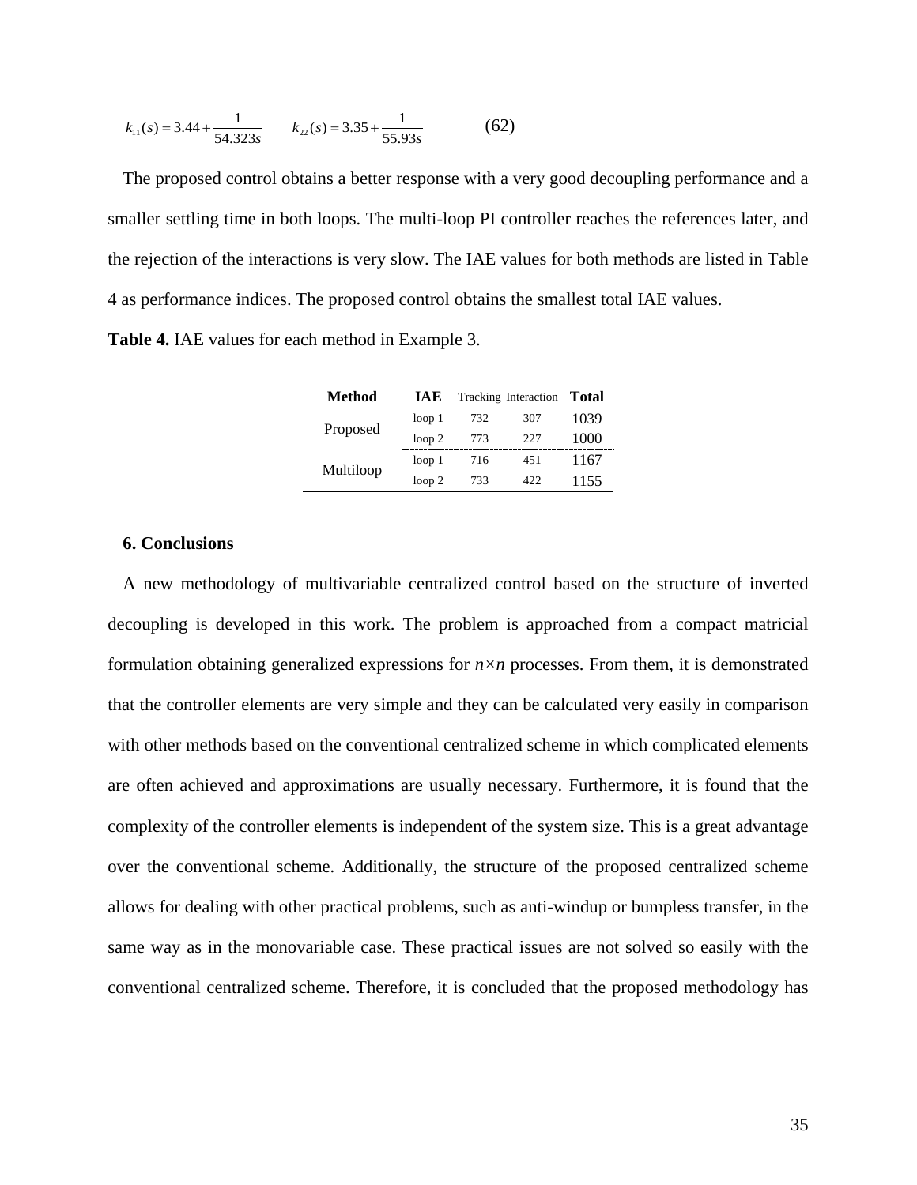$$k_{11}(s) = 3.44 + \frac{1}{54.323s} \qquad k_{22}(s) = 3.35 + \frac{1}{55.93s} \tag{62}$$

The proposed control obtains a better response with a very good decoupling performance and a smaller settling time in both loops. The multi-loop PI controller reaches the references later, and the rejection of the interactions is very slow. The IAE values for both methods are listed in Table 4 as performance indices. The proposed control obtains the smallest total IAE values.

**Table 4.** IAE values for each method in Example 3.

| **Method** | **IAE** | Tracking | Interaction | **Total** |
|---|---|---|---|---|
| Proposed | loop 1 | 732 | 307 | 1039 |
| | loop 2 | 773 | 227 | 1000 |
| Multiloop | loop 1 | 716 | 451 | 1167 |
| | loop 2 | 733 | 422 | 1155 |

## 6. Conclusions

A new methodology of multivariable centralized control based on the structure of inverted decoupling is developed in this work. The problem is approached from a compact matricial formulation obtaining generalized expressions for $n \times n$ processes. From them, it is demonstrated that the controller elements are very simple and they can be calculated very easily in comparison with other methods based on the conventional centralized scheme in which complicated elements are often achieved and approximations are usually necessary. Furthermore, it is found that the complexity of the controller elements is independent of the system size. This is a great advantage over the conventional scheme. Additionally, the structure of the proposed centralized scheme allows for dealing with other practical problems, such as anti-windup or bumpless transfer, in the same way as in the monovariable case. These practical issues are not solved so easily with the conventional centralized scheme. Therefore, it is concluded that the proposed methodology has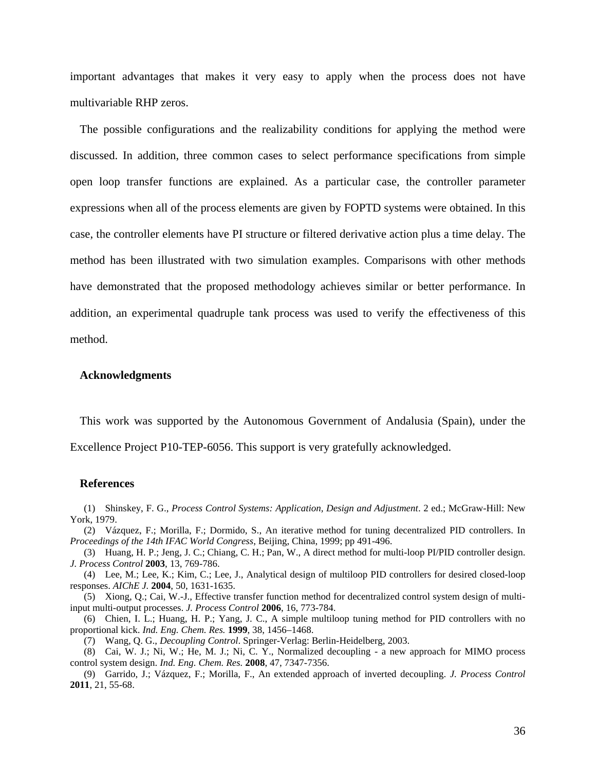important advantages that makes it very easy to apply when the process does not have multivariable RHP zeros.

The possible configurations and the realizability conditions for applying the method were discussed. In addition, three common cases to select performance specifications from simple open loop transfer functions are explained. As a particular case, the controller parameter expressions when all of the process elements are given by FOPTD systems were obtained. In this case, the controller elements have PI structure or filtered derivative action plus a time delay. The method has been illustrated with two simulation examples. Comparisons with other methods have demonstrated that the proposed methodology achieves similar or better performance. In addition, an experimental quadruple tank process was used to verify the effectiveness of this method.

### Acknowledgments

This work was supported by the Autonomous Government of Andalusia (Spain), under the Excellence Project P10-TEP-6056. This support is very gratefully acknowledged.

### References

(1) Shinskey, F. G., *Process Control Systems: Application, Design and Adjustment*. 2 ed.; McGraw-Hill: New York, 1979.

(2) Vázquez, F.; Morilla, F.; Dormido, S., An iterative method for tuning decentralized PID controllers. In *Proceedings of the 14th IFAC World Congress*, Beijing, China, 1999; pp 491-496.

(3) Huang, H. P.; Jeng, J. C.; Chiang, C. H.; Pan, W., A direct method for multi-loop PI/PID controller design. *J. Process Control* **2003**, 13, 769-786.

(4) Lee, M.; Lee, K.; Kim, C.; Lee, J., Analytical design of multiloop PID controllers for desired closed-loop responses. *AIChE J.* **2004**, 50, 1631-1635.

(5) Xiong, Q.; Cai, W.-J., Effective transfer function method for decentralized control system design of multi-input multi-output processes. *J. Process Control* **2006**, 16, 773-784.

(6) Chien, I. L.; Huang, H. P.; Yang, J. C., A simple multiloop tuning method for PID controllers with no proportional kick. *Ind. Eng. Chem. Res.* **1999**, 38, 1456–1468.

(7) Wang, Q. G., *Decoupling Control*. Springer-Verlag: Berlin-Heidelberg, 2003.

(8) Cai, W. J.; Ni, W.; He, M. J.; Ni, C. Y., Normalized decoupling - a new approach for MIMO process control system design. *Ind. Eng. Chem. Res.* **2008**, 47, 7347-7356.

(9) Garrido, J.; Vázquez, F.; Morilla, F., An extended approach of inverted decoupling. *J. Process Control* **2011**, 21, 55-68.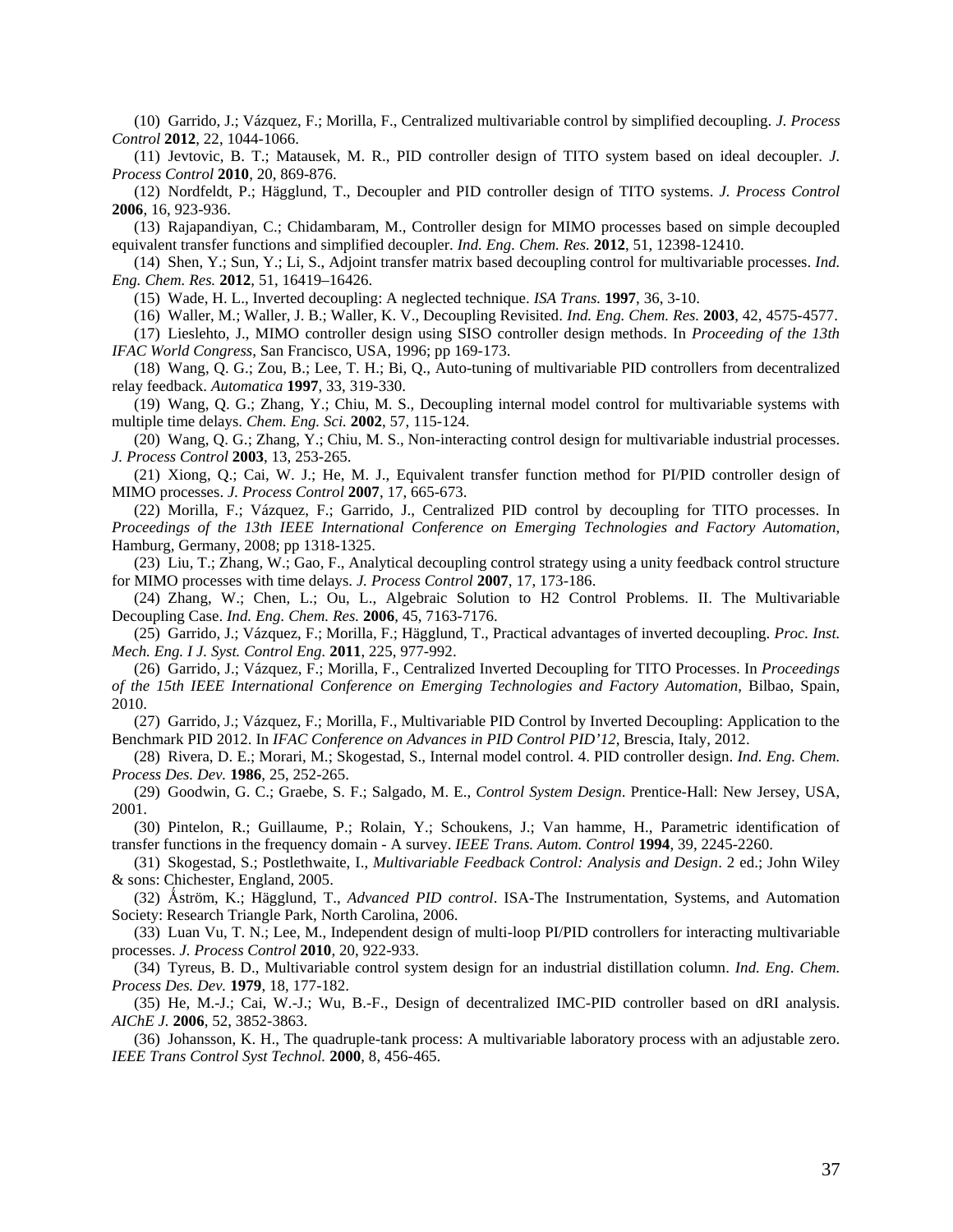(10) Garrido, J.; Vázquez, F.; Morilla, F., Centralized multivariable control by simplified decoupling. *J. Process Control* **2012**, 22, 1044-1066.

(11) Jevtovic, B. T.; Matausek, M. R., PID controller design of TITO system based on ideal decoupler. *J. Process Control* **2010**, 20, 869-876.

(12) Nordfeldt, P.; Hägglund, T., Decoupler and PID controller design of TITO systems. *J. Process Control* **2006**, 16, 923-936.

(13) Rajapandiyan, C.; Chidambaram, M., Controller design for MIMO processes based on simple decoupled equivalent transfer functions and simplified decoupler. *Ind. Eng. Chem. Res.* **2012**, 51, 12398-12410.

(14) Shen, Y.; Sun, Y.; Li, S., Adjoint transfer matrix based decoupling control for multivariable processes. *Ind. Eng. Chem. Res.* **2012**, 51, 16419–16426.

(15) Wade, H. L., Inverted decoupling: A neglected technique. *ISA Trans.* **1997**, 36, 3-10.

(16) Waller, M.; Waller, J. B.; Waller, K. V., Decoupling Revisited. *Ind. Eng. Chem. Res.* **2003**, 42, 4575-4577.

(17) Lieslehto, J., MIMO controller design using SISO controller design methods. In *Proceeding of the 13th IFAC World Congress*, San Francisco, USA, 1996; pp 169-173.

(18) Wang, Q. G.; Zou, B.; Lee, T. H.; Bi, Q., Auto-tuning of multivariable PID controllers from decentralized relay feedback. *Automatica* **1997**, 33, 319-330.

(19) Wang, Q. G.; Zhang, Y.; Chiu, M. S., Decoupling internal model control for multivariable systems with multiple time delays. *Chem. Eng. Sci.* **2002**, 57, 115-124.

(20) Wang, Q. G.; Zhang, Y.; Chiu, M. S., Non-interacting control design for multivariable industrial processes. *J. Process Control* **2003**, 13, 253-265.

(21) Xiong, Q.; Cai, W. J.; He, M. J., Equivalent transfer function method for PI/PID controller design of MIMO processes. *J. Process Control* **2007**, 17, 665-673.

(22) Morilla, F.; Vázquez, F.; Garrido, J., Centralized PID control by decoupling for TITO processes. In *Proceedings of the 13th IEEE International Conference on Emerging Technologies and Factory Automation*, Hamburg, Germany, 2008; pp 1318-1325.

(23) Liu, T.; Zhang, W.; Gao, F., Analytical decoupling control strategy using a unity feedback control structure for MIMO processes with time delays. *J. Process Control* **2007**, 17, 173-186.

(24) Zhang, W.; Chen, L.; Ou, L., Algebraic Solution to H2 Control Problems. II. The Multivariable Decoupling Case. *Ind. Eng. Chem. Res.* **2006**, 45, 7163-7176.

(25) Garrido, J.; Vázquez, F.; Morilla, F.; Hägglund, T., Practical advantages of inverted decoupling. *Proc. Inst. Mech. Eng. I J. Syst. Control Eng.* **2011**, 225, 977-992.

(26) Garrido, J.; Vázquez, F.; Morilla, F., Centralized Inverted Decoupling for TITO Processes. In *Proceedings of the 15th IEEE International Conference on Emerging Technologies and Factory Automation*, Bilbao, Spain, 2010.

(27) Garrido, J.; Vázquez, F.; Morilla, F., Multivariable PID Control by Inverted Decoupling: Application to the Benchmark PID 2012. In *IFAC Conference on Advances in PID Control PID'12*, Brescia, Italy, 2012.

(28) Rivera, D. E.; Morari, M.; Skogestad, S., Internal model control. 4. PID controller design. *Ind. Eng. Chem. Process Des. Dev.* **1986**, 25, 252-265.

(29) Goodwin, G. C.; Graebe, S. F.; Salgado, M. E., *Control System Design*. Prentice-Hall: New Jersey, USA, 2001.

(30) Pintelon, R.; Guillaume, P.; Rolain, Y.; Schoukens, J.; Van hamme, H., Parametric identification of transfer functions in the frequency domain - A survey. *IEEE Trans. Autom. Control* **1994**, 39, 2245-2260.

(31) Skogestad, S.; Postlethwaite, I., *Multivariable Feedback Control: Analysis and Design*. 2 ed.; John Wiley & sons: Chichester, England, 2005.

(32) Åström, K.; Hägglund, T., *Advanced PID control*. ISA-The Instrumentation, Systems, and Automation Society: Research Triangle Park, North Carolina, 2006.

(33) Luan Vu, T. N.; Lee, M., Independent design of multi-loop PI/PID controllers for interacting multivariable processes. *J. Process Control* **2010**, 20, 922-933.

(34) Tyreus, B. D., Multivariable control system design for an industrial distillation column. *Ind. Eng. Chem. Process Des. Dev.* **1979**, 18, 177-182.

(35) He, M.-J.; Cai, W.-J.; Wu, B.-F., Design of decentralized IMC-PID controller based on dRI analysis. *AIChE J.* **2006**, 52, 3852-3863.

(36) Johansson, K. H., The quadruple-tank process: A multivariable laboratory process with an adjustable zero. *IEEE Trans Control Syst Technol.* **2000**, 8, 456-465.